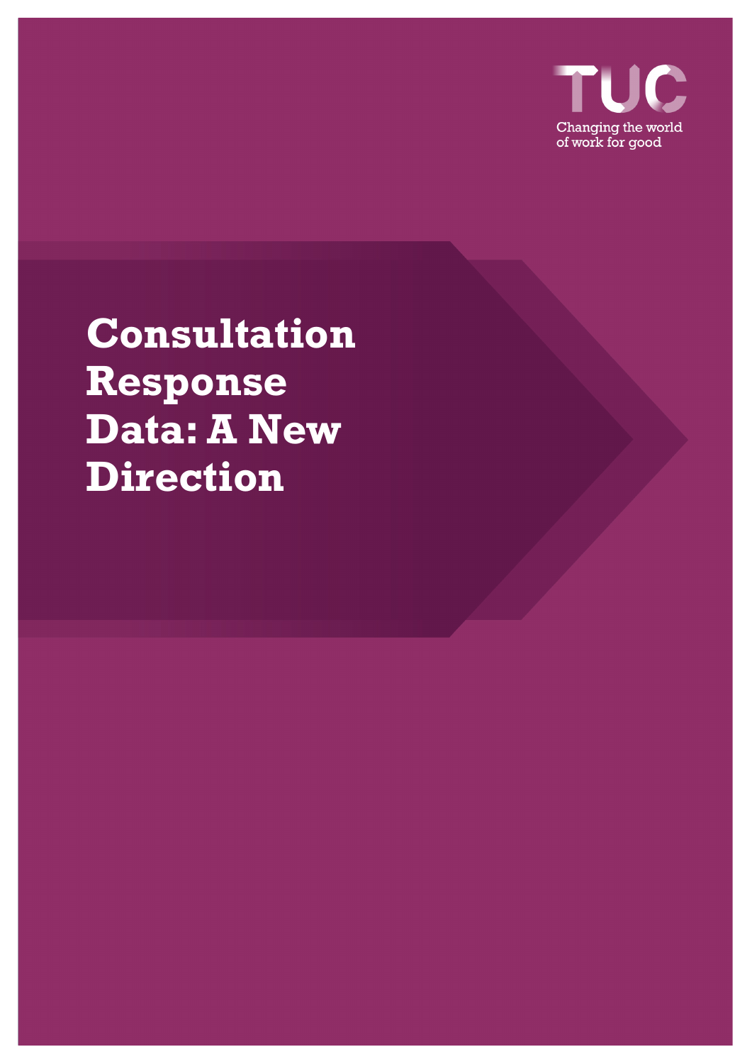TUC

Changing the world of work for good

# Consultation Response Data: A New Direction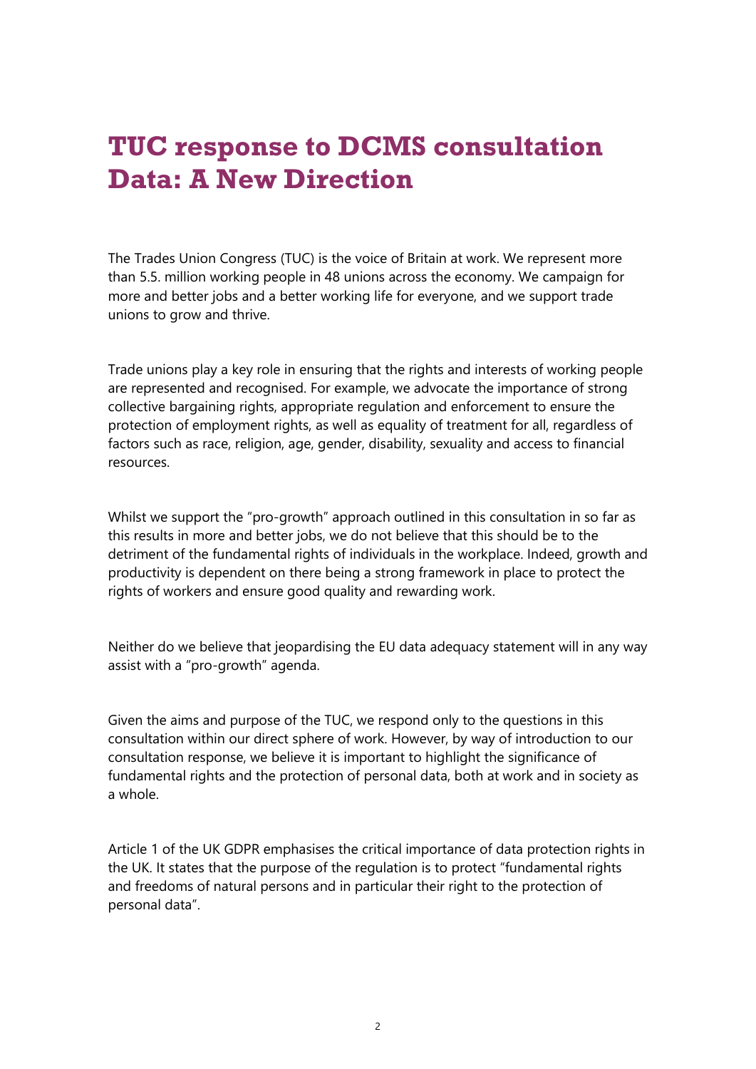# TUC response to DCMS consultation Data: A New Direction

The Trades Union Congress (TUC) is the voice of Britain at work. We represent more than 5.5. million working people in 48 unions across the economy. We campaign for more and better jobs and a better working life for everyone, and we support trade unions to grow and thrive.

Trade unions play a key role in ensuring that the rights and interests of working people are represented and recognised. For example, we advocate the importance of strong collective bargaining rights, appropriate regulation and enforcement to ensure the protection of employment rights, as well as equality of treatment for all, regardless of factors such as race, religion, age, gender, disability, sexuality and access to financial resources.

Whilst we support the "pro-growth" approach outlined in this consultation in so far as this results in more and better jobs, we do not believe that this should be to the detriment of the fundamental rights of individuals in the workplace. Indeed, growth and productivity is dependent on there being a strong framework in place to protect the rights of workers and ensure good quality and rewarding work.

Neither do we believe that jeopardising the EU data adequacy statement will in any way assist with a "pro-growth" agenda.

Given the aims and purpose of the TUC, we respond only to the questions in this consultation within our direct sphere of work. However, by way of introduction to our consultation response, we believe it is important to highlight the significance of fundamental rights and the protection of personal data, both at work and in society as a whole.

Article 1 of the UK GDPR emphasises the critical importance of data protection rights in the UK. It states that the purpose of the regulation is to protect "fundamental rights and freedoms of natural persons and in particular their right to the protection of personal data".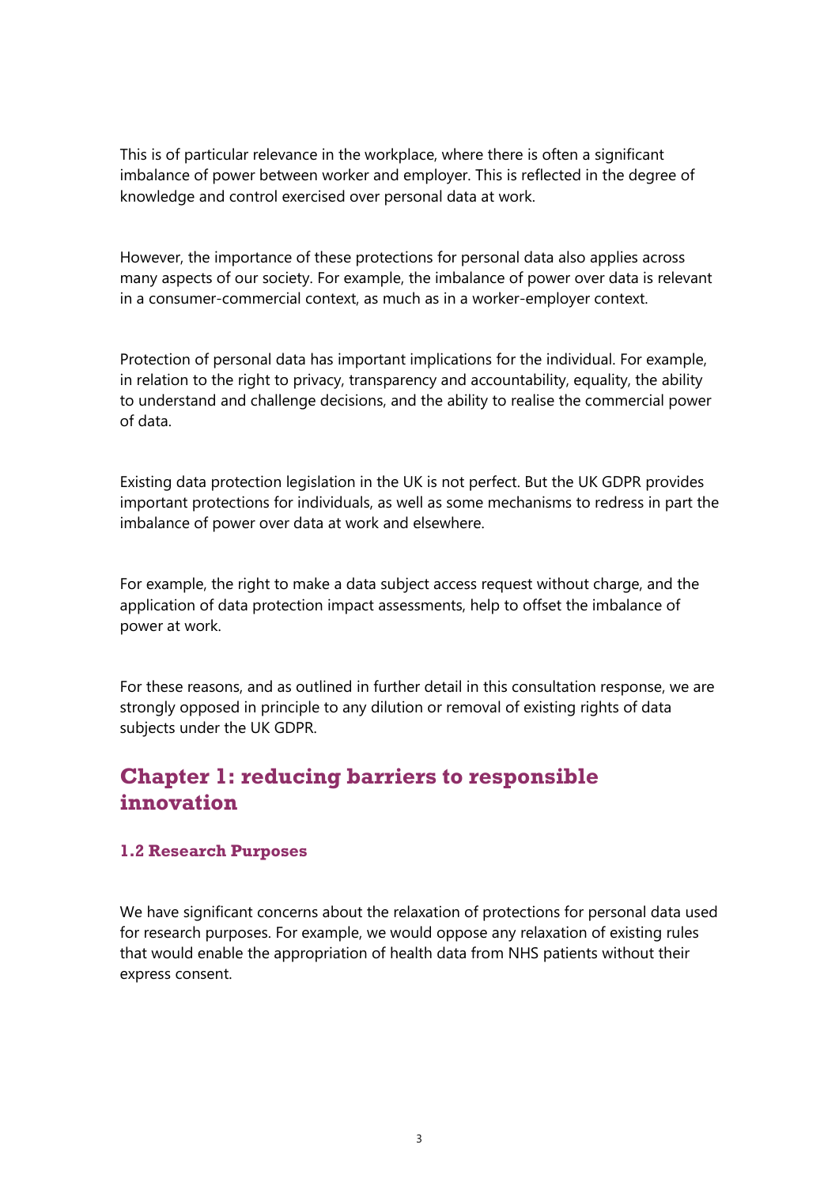This is of particular relevance in the workplace, where there is often a significant imbalance of power between worker and employer. This is reflected in the degree of knowledge and control exercised over personal data at work.

However, the importance of these protections for personal data also applies across many aspects of our society. For example, the imbalance of power over data is relevant in a consumer-commercial context, as much as in a worker-employer context.

Protection of personal data has important implications for the individual. For example, in relation to the right to privacy, transparency and accountability, equality, the ability to understand and challenge decisions, and the ability to realise the commercial power of data.

Existing data protection legislation in the UK is not perfect. But the UK GDPR provides important protections for individuals, as well as some mechanisms to redress in part the imbalance of power over data at work and elsewhere.

For example, the right to make a data subject access request without charge, and the application of data protection impact assessments, help to offset the imbalance of power at work.

For these reasons, and as outlined in further detail in this consultation response, we are strongly opposed in principle to any dilution or removal of existing rights of data subjects under the UK GDPR.

## Chapter 1: reducing barriers to responsible innovation

### 1.2 Research Purposes

We have significant concerns about the relaxation of protections for personal data used for research purposes. For example, we would oppose any relaxation of existing rules that would enable the appropriation of health data from NHS patients without their express consent.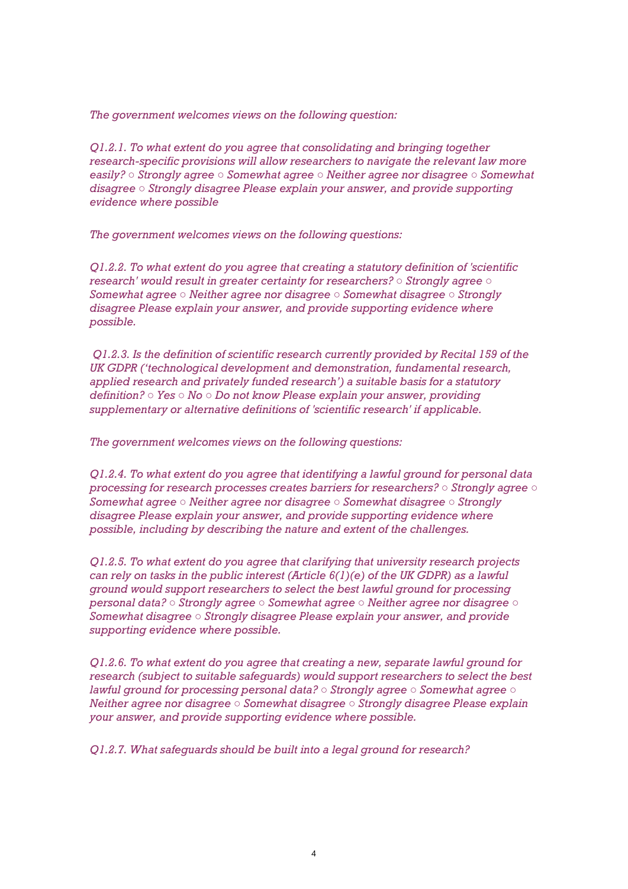*The government welcomes views on the following question:*

*Q1.2.1. To what extent do you agree that consolidating and bringing together research-specific provisions will allow researchers to navigate the relevant law more easily? ○ Strongly agree ○ Somewhat agree ○ Neither agree nor disagree ○ Somewhat disagree ○ Strongly disagree Please explain your answer, and provide supporting evidence where possible*

*The government welcomes views on the following questions:*

*Q1.2.2. To what extent do you agree that creating a statutory definition of 'scientific research' would result in greater certainty for researchers? ○ Strongly agree ○ Somewhat agree ○ Neither agree nor disagree ○ Somewhat disagree ○ Strongly disagree Please explain your answer, and provide supporting evidence where possible.*

*Q1.2.3. Is the definition of scientific research currently provided by Recital 159 of the UK GDPR ('technological development and demonstration, fundamental research, applied research and privately funded research') a suitable basis for a statutory definition? ○ Yes ○ No ○ Do not know Please explain your answer, providing supplementary or alternative definitions of 'scientific research' if applicable.*

*The government welcomes views on the following questions:*

*Q1.2.4. To what extent do you agree that identifying a lawful ground for personal data processing for research processes creates barriers for researchers? ○ Strongly agree ○ Somewhat agree ○ Neither agree nor disagree ○ Somewhat disagree ○ Strongly disagree Please explain your answer, and provide supporting evidence where possible, including by describing the nature and extent of the challenges.*

*Q1.2.5. To what extent do you agree that clarifying that university research projects can rely on tasks in the public interest (Article 6(1)(e) of the UK GDPR) as a lawful ground would support researchers to select the best lawful ground for processing personal data? ○ Strongly agree ○ Somewhat agree ○ Neither agree nor disagree ○ Somewhat disagree ○ Strongly disagree Please explain your answer, and provide supporting evidence where possible.*

*Q1.2.6. To what extent do you agree that creating a new, separate lawful ground for research (subject to suitable safeguards) would support researchers to select the best lawful ground for processing personal data? ○ Strongly agree ○ Somewhat agree ○ Neither agree nor disagree ○ Somewhat disagree ○ Strongly disagree Please explain your answer, and provide supporting evidence where possible.*

*Q1.2.7. What safeguards should be built into a legal ground for research?*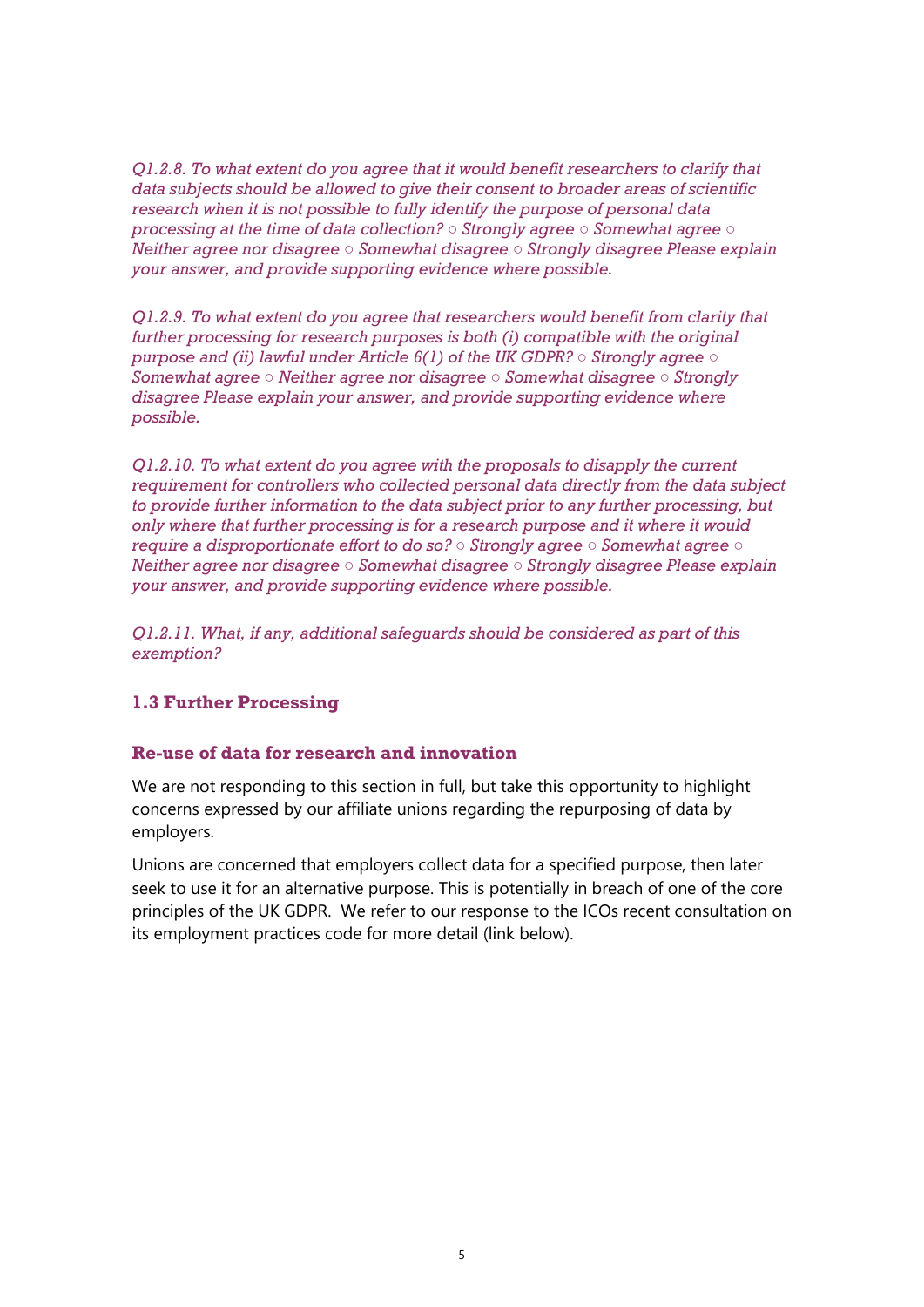*Q1.2.8. To what extent do you agree that it would benefit researchers to clarify that data subjects should be allowed to give their consent to broader areas of scientific research when it is not possible to fully identify the purpose of personal data processing at the time of data collection? ○ Strongly agree ○ Somewhat agree ○ Neither agree nor disagree ○ Somewhat disagree ○ Strongly disagree Please explain your answer, and provide supporting evidence where possible.*

*Q1.2.9. To what extent do you agree that researchers would benefit from clarity that further processing for research purposes is both (i) compatible with the original purpose and (ii) lawful under Article 6(1) of the UK GDPR? ○ Strongly agree ○ Somewhat agree ○ Neither agree nor disagree ○ Somewhat disagree ○ Strongly disagree Please explain your answer, and provide supporting evidence where possible.*

*Q1.2.10. To what extent do you agree with the proposals to disapply the current requirement for controllers who collected personal data directly from the data subject to provide further information to the data subject prior to any further processing, but only where that further processing is for a research purpose and it where it would require a disproportionate effort to do so? ○ Strongly agree ○ Somewhat agree ○ Neither agree nor disagree ○ Somewhat disagree ○ Strongly disagree Please explain your answer, and provide supporting evidence where possible.*

*Q1.2.11. What, if any, additional safeguards should be considered as part of this exemption?*

## 1.3 Further Processing

### Re-use of data for research and innovation

We are not responding to this section in full, but take this opportunity to highlight concerns expressed by our affiliate unions regarding the repurposing of data by employers.

Unions are concerned that employers collect data for a specified purpose, then later seek to use it for an alternative purpose. This is potentially in breach of one of the core principles of the UK GDPR. We refer to our response to the ICOs recent consultation on its employment practices code for more detail (link below).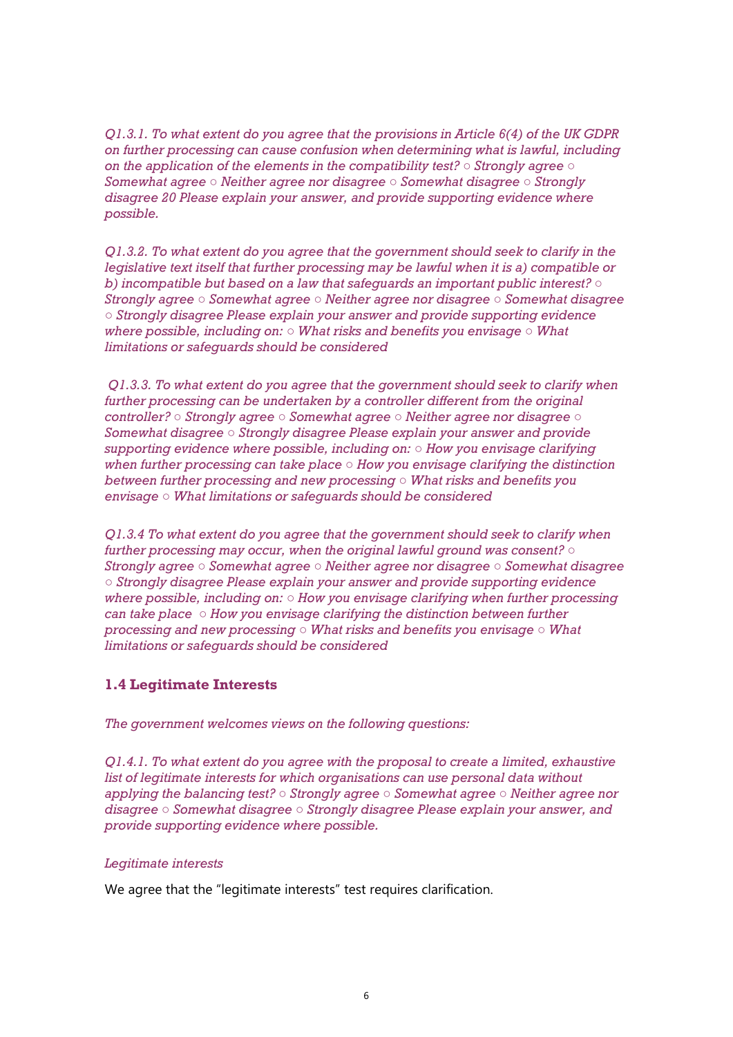*Q1.3.1. To what extent do you agree that the provisions in Article 6(4) of the UK GDPR on further processing can cause confusion when determining what is lawful, including on the application of the elements in the compatibility test? ○ Strongly agree ○ Somewhat agree ○ Neither agree nor disagree ○ Somewhat disagree ○ Strongly disagree 20 Please explain your answer, and provide supporting evidence where possible.*

*Q1.3.2. To what extent do you agree that the government should seek to clarify in the legislative text itself that further processing may be lawful when it is a) compatible or b) incompatible but based on a law that safeguards an important public interest? ○ Strongly agree ○ Somewhat agree ○ Neither agree nor disagree ○ Somewhat disagree ○ Strongly disagree Please explain your answer and provide supporting evidence where possible, including on: ○ What risks and benefits you envisage ○ What limitations or safeguards should be considered*

*Q1.3.3. To what extent do you agree that the government should seek to clarify when further processing can be undertaken by a controller different from the original controller? ○ Strongly agree ○ Somewhat agree ○ Neither agree nor disagree ○ Somewhat disagree ○ Strongly disagree Please explain your answer and provide supporting evidence where possible, including on: ○ How you envisage clarifying when further processing can take place ○ How you envisage clarifying the distinction between further processing and new processing ○ What risks and benefits you envisage ○ What limitations or safeguards should be considered*

*Q1.3.4 To what extent do you agree that the government should seek to clarify when further processing may occur, when the original lawful ground was consent? ○ Strongly agree ○ Somewhat agree ○ Neither agree nor disagree ○ Somewhat disagree ○ Strongly disagree Please explain your answer and provide supporting evidence where possible, including on: ○ How you envisage clarifying when further processing can take place ○ How you envisage clarifying the distinction between further processing and new processing ○ What risks and benefits you envisage ○ What limitations or safeguards should be considered*

## 1.4 Legitimate Interests

*The government welcomes views on the following questions:*

*Q1.4.1. To what extent do you agree with the proposal to create a limited, exhaustive list of legitimate interests for which organisations can use personal data without applying the balancing test? ○ Strongly agree ○ Somewhat agree ○ Neither agree nor disagree ○ Somewhat disagree ○ Strongly disagree Please explain your answer, and provide supporting evidence where possible.*

*Legitimate interests*

We agree that the "legitimate interests" test requires clarification.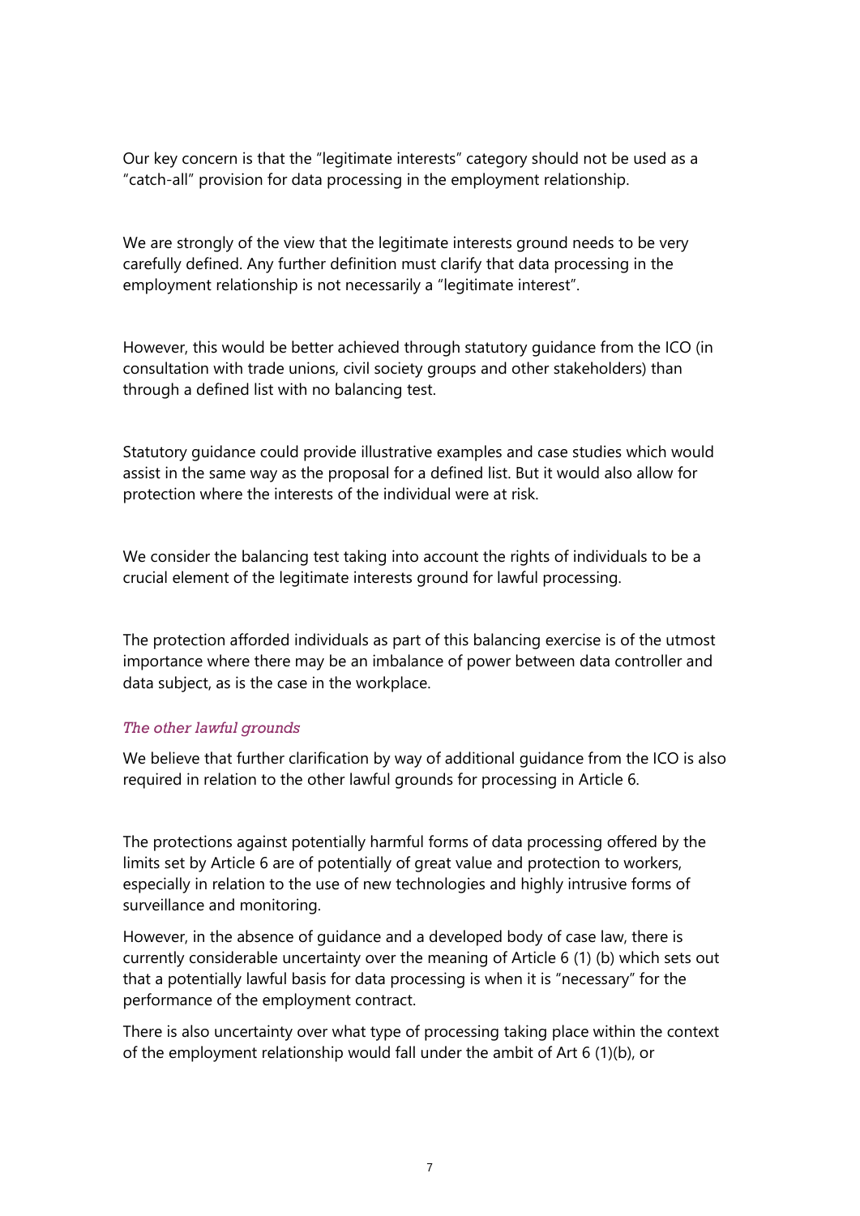Our key concern is that the "legitimate interests" category should not be used as a "catch-all" provision for data processing in the employment relationship.

We are strongly of the view that the legitimate interests ground needs to be very carefully defined. Any further definition must clarify that data processing in the employment relationship is not necessarily a "legitimate interest".

However, this would be better achieved through statutory guidance from the ICO (in consultation with trade unions, civil society groups and other stakeholders) than through a defined list with no balancing test.

Statutory guidance could provide illustrative examples and case studies which would assist in the same way as the proposal for a defined list. But it would also allow for protection where the interests of the individual were at risk.

We consider the balancing test taking into account the rights of individuals to be a crucial element of the legitimate interests ground for lawful processing.

The protection afforded individuals as part of this balancing exercise is of the utmost importance where there may be an imbalance of power between data controller and data subject, as is the case in the workplace.

*The other lawful grounds*

We believe that further clarification by way of additional guidance from the ICO is also required in relation to the other lawful grounds for processing in Article 6.

The protections against potentially harmful forms of data processing offered by the limits set by Article 6 are of potentially of great value and protection to workers, especially in relation to the use of new technologies and highly intrusive forms of surveillance and monitoring.

However, in the absence of guidance and a developed body of case law, there is currently considerable uncertainty over the meaning of Article 6 (1) (b) which sets out that a potentially lawful basis for data processing is when it is "necessary" for the performance of the employment contract.

There is also uncertainty over what type of processing taking place within the context of the employment relationship would fall under the ambit of Art 6 (1)(b), or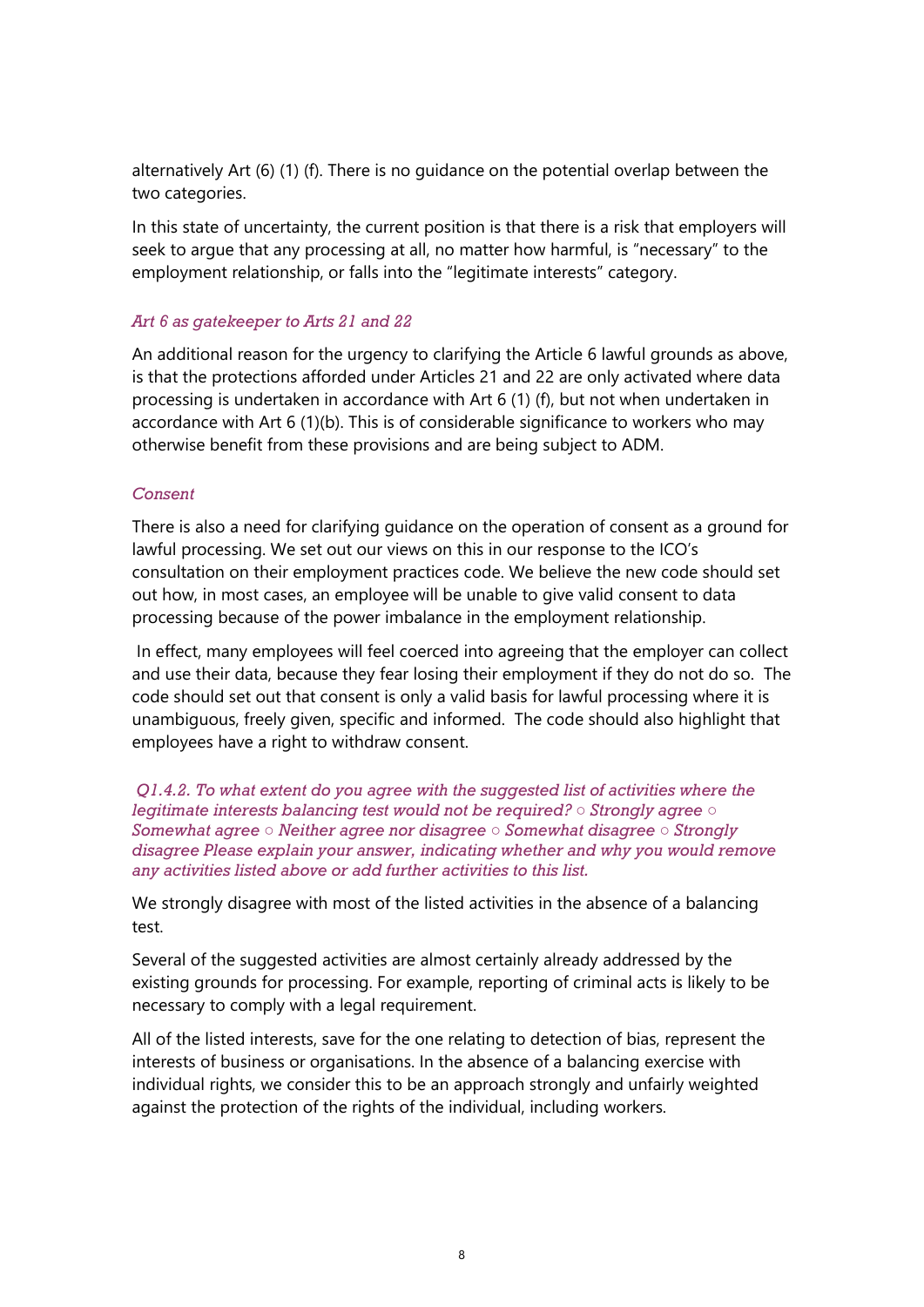alternatively Art (6) (1) (f). There is no guidance on the potential overlap between the two categories.

In this state of uncertainty, the current position is that there is a risk that employers will seek to argue that any processing at all, no matter how harmful, is "necessary" to the employment relationship, or falls into the "legitimate interests" category.

*Art 6 as gatekeeper to Arts 21 and 22*

An additional reason for the urgency to clarifying the Article 6 lawful grounds as above, is that the protections afforded under Articles 21 and 22 are only activated where data processing is undertaken in accordance with Art 6 (1) (f), but not when undertaken in accordance with Art 6 (1)(b). This is of considerable significance to workers who may otherwise benefit from these provisions and are being subject to ADM.

*Consent*

There is also a need for clarifying guidance on the operation of consent as a ground for lawful processing. We set out our views on this in our response to the ICO's consultation on their employment practices code. We believe the new code should set out how, in most cases, an employee will be unable to give valid consent to data processing because of the power imbalance in the employment relationship.

In effect, many employees will feel coerced into agreeing that the employer can collect and use their data, because they fear losing their employment if they do not do so. The code should set out that consent is only a valid basis for lawful processing where it is unambiguous, freely given, specific and informed. The code should also highlight that employees have a right to withdraw consent.

*Q1.4.2. To what extent do you agree with the suggested list of activities where the legitimate interests balancing test would not be required? ○ Strongly agree ○ Somewhat agree ○ Neither agree nor disagree ○ Somewhat disagree ○ Strongly disagree Please explain your answer, indicating whether and why you would remove any activities listed above or add further activities to this list.*

We strongly disagree with most of the listed activities in the absence of a balancing test.

Several of the suggested activities are almost certainly already addressed by the existing grounds for processing. For example, reporting of criminal acts is likely to be necessary to comply with a legal requirement.

All of the listed interests, save for the one relating to detection of bias, represent the interests of business or organisations. In the absence of a balancing exercise with individual rights, we consider this to be an approach strongly and unfairly weighted against the protection of the rights of the individual, including workers.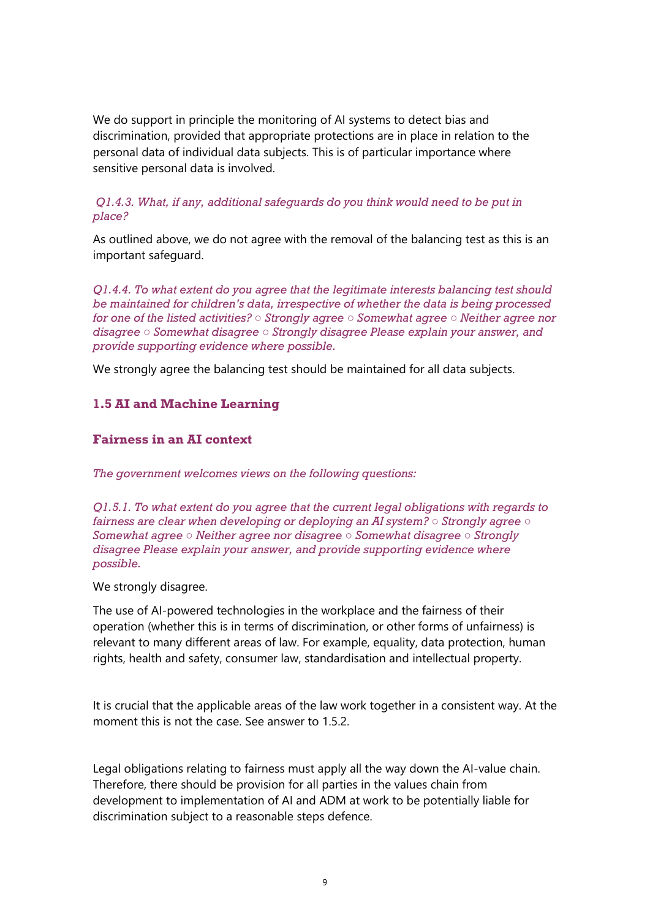We do support in principle the monitoring of AI systems to detect bias and discrimination, provided that appropriate protections are in place in relation to the personal data of individual data subjects. This is of particular importance where sensitive personal data is involved.

*Q1.4.3. What, if any, additional safeguards do you think would need to be put in place?*

As outlined above, we do not agree with the removal of the balancing test as this is an important safeguard.

*Q1.4.4. To what extent do you agree that the legitimate interests balancing test should be maintained for children's data, irrespective of whether the data is being processed for one of the listed activities? ○ Strongly agree ○ Somewhat agree ○ Neither agree nor disagree ○ Somewhat disagree ○ Strongly disagree Please explain your answer, and provide supporting evidence where possible.*

We strongly agree the balancing test should be maintained for all data subjects.

### 1.5 AI and Machine Learning

#### Fairness in an AI context

*The government welcomes views on the following questions:*

*Q1.5.1. To what extent do you agree that the current legal obligations with regards to fairness are clear when developing or deploying an AI system? ○ Strongly agree ○ Somewhat agree ○ Neither agree nor disagree ○ Somewhat disagree ○ Strongly disagree Please explain your answer, and provide supporting evidence where possible.*

We strongly disagree.

The use of AI-powered technologies in the workplace and the fairness of their operation (whether this is in terms of discrimination, or other forms of unfairness) is relevant to many different areas of law. For example, equality, data protection, human rights, health and safety, consumer law, standardisation and intellectual property.

It is crucial that the applicable areas of the law work together in a consistent way. At the moment this is not the case. See answer to 1.5.2.

Legal obligations relating to fairness must apply all the way down the AI-value chain. Therefore, there should be provision for all parties in the values chain from development to implementation of AI and ADM at work to be potentially liable for discrimination subject to a reasonable steps defence.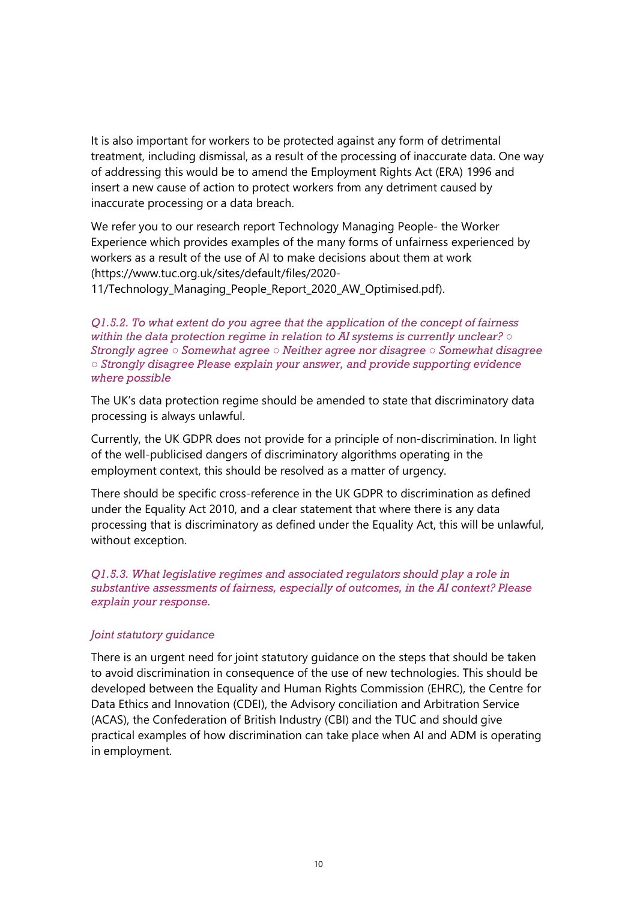It is also important for workers to be protected against any form of detrimental treatment, including dismissal, as a result of the processing of inaccurate data. One way of addressing this would be to amend the Employment Rights Act (ERA) 1996 and insert a new cause of action to protect workers from any detriment caused by inaccurate processing or a data breach.

We refer you to our research report Technology Managing People- the Worker Experience which provides examples of the many forms of unfairness experienced by workers as a result of the use of AI to make decisions about them at work (https://www.tuc.org.uk/sites/default/files/2020-11/Technology_Managing_People_Report_2020_AW_Optimised.pdf).

*Q1.5.2. To what extent do you agree that the application of the concept of fairness within the data protection regime in relation to AI systems is currently unclear? ○ Strongly agree ○ Somewhat agree ○ Neither agree nor disagree ○ Somewhat disagree ○ Strongly disagree Please explain your answer, and provide supporting evidence where possible*

The UK's data protection regime should be amended to state that discriminatory data processing is always unlawful.

Currently, the UK GDPR does not provide for a principle of non-discrimination. In light of the well-publicised dangers of discriminatory algorithms operating in the employment context, this should be resolved as a matter of urgency.

There should be specific cross-reference in the UK GDPR to discrimination as defined under the Equality Act 2010, and a clear statement that where there is any data processing that is discriminatory as defined under the Equality Act, this will be unlawful, without exception.

*Q1.5.3. What legislative regimes and associated regulators should play a role in substantive assessments of fairness, especially of outcomes, in the AI context? Please explain your response.*

*Joint statutory guidance*

There is an urgent need for joint statutory guidance on the steps that should be taken to avoid discrimination in consequence of the use of new technologies. This should be developed between the Equality and Human Rights Commission (EHRC), the Centre for Data Ethics and Innovation (CDEI), the Advisory conciliation and Arbitration Service (ACAS), the Confederation of British Industry (CBI) and the TUC and should give practical examples of how discrimination can take place when AI and ADM is operating in employment.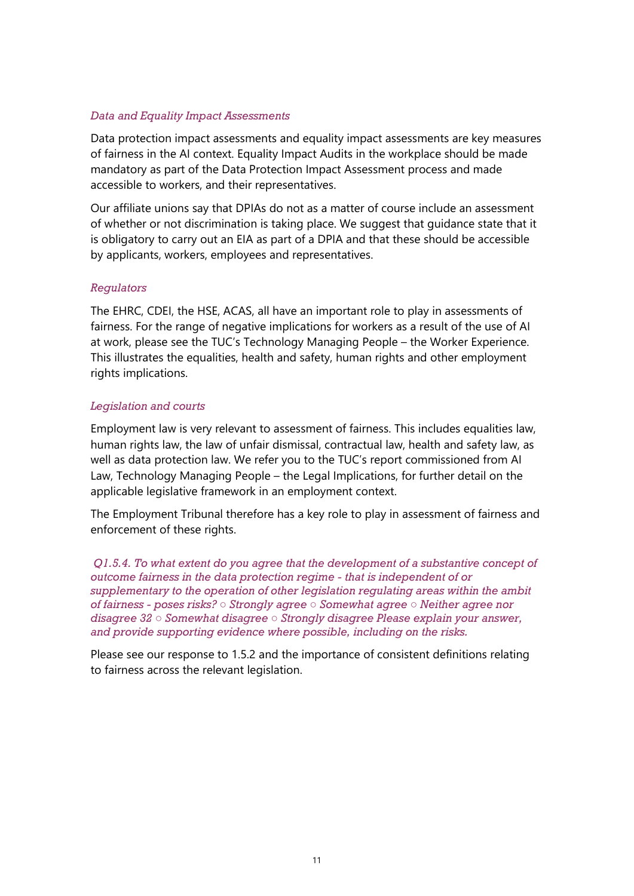*Data and Equality Impact Assessments*

Data protection impact assessments and equality impact assessments are key measures of fairness in the AI context. Equality Impact Audits in the workplace should be made mandatory as part of the Data Protection Impact Assessment process and made accessible to workers, and their representatives.

Our affiliate unions say that DPIAs do not as a matter of course include an assessment of whether or not discrimination is taking place. We suggest that guidance state that it is obligatory to carry out an EIA as part of a DPIA and that these should be accessible by applicants, workers, employees and representatives.

*Regulators*

The EHRC, CDEI, the HSE, ACAS, all have an important role to play in assessments of fairness. For the range of negative implications for workers as a result of the use of AI at work, please see the TUC's Technology Managing People – the Worker Experience. This illustrates the equalities, health and safety, human rights and other employment rights implications.

*Legislation and courts*

Employment law is very relevant to assessment of fairness. This includes equalities law, human rights law, the law of unfair dismissal, contractual law, health and safety law, as well as data protection law. We refer you to the TUC's report commissioned from AI Law, Technology Managing People – the Legal Implications, for further detail on the applicable legislative framework in an employment context.

The Employment Tribunal therefore has a key role to play in assessment of fairness and enforcement of these rights.

*Q1.5.4. To what extent do you agree that the development of a substantive concept of outcome fairness in the data protection regime - that is independent of or supplementary to the operation of other legislation regulating areas within the ambit of fairness - poses risks? ○ Strongly agree ○ Somewhat agree ○ Neither agree nor disagree 32 ○ Somewhat disagree ○ Strongly disagree Please explain your answer, and provide supporting evidence where possible, including on the risks.*

Please see our response to 1.5.2 and the importance of consistent definitions relating to fairness across the relevant legislation.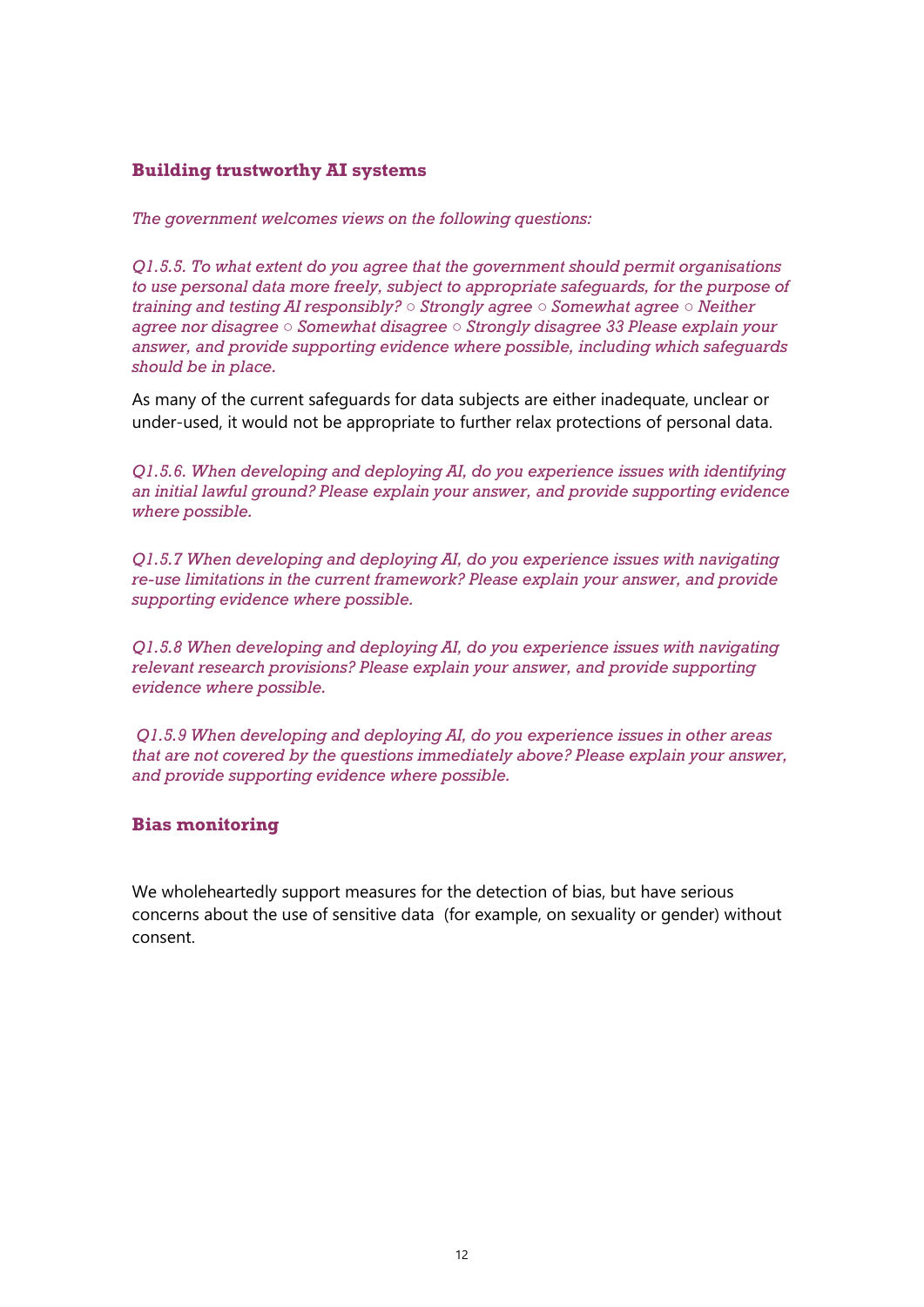### Building trustworthy AI systems

*The government welcomes views on the following questions:*

*Q1.5.5. To what extent do you agree that the government should permit organisations to use personal data more freely, subject to appropriate safeguards, for the purpose of training and testing AI responsibly? ○ Strongly agree ○ Somewhat agree ○ Neither agree nor disagree ○ Somewhat disagree ○ Strongly disagree 33 Please explain your answer, and provide supporting evidence where possible, including which safeguards should be in place.*

As many of the current safeguards for data subjects are either inadequate, unclear or under-used, it would not be appropriate to further relax protections of personal data.

*Q1.5.6. When developing and deploying AI, do you experience issues with identifying an initial lawful ground? Please explain your answer, and provide supporting evidence where possible.*

*Q1.5.7 When developing and deploying AI, do you experience issues with navigating re-use limitations in the current framework? Please explain your answer, and provide supporting evidence where possible.*

*Q1.5.8 When developing and deploying AI, do you experience issues with navigating relevant research provisions? Please explain your answer, and provide supporting evidence where possible.*

*Q1.5.9 When developing and deploying AI, do you experience issues in other areas that are not covered by the questions immediately above? Please explain your answer, and provide supporting evidence where possible.*

### Bias monitoring

We wholeheartedly support measures for the detection of bias, but have serious concerns about the use of sensitive data (for example, on sexuality or gender) without consent.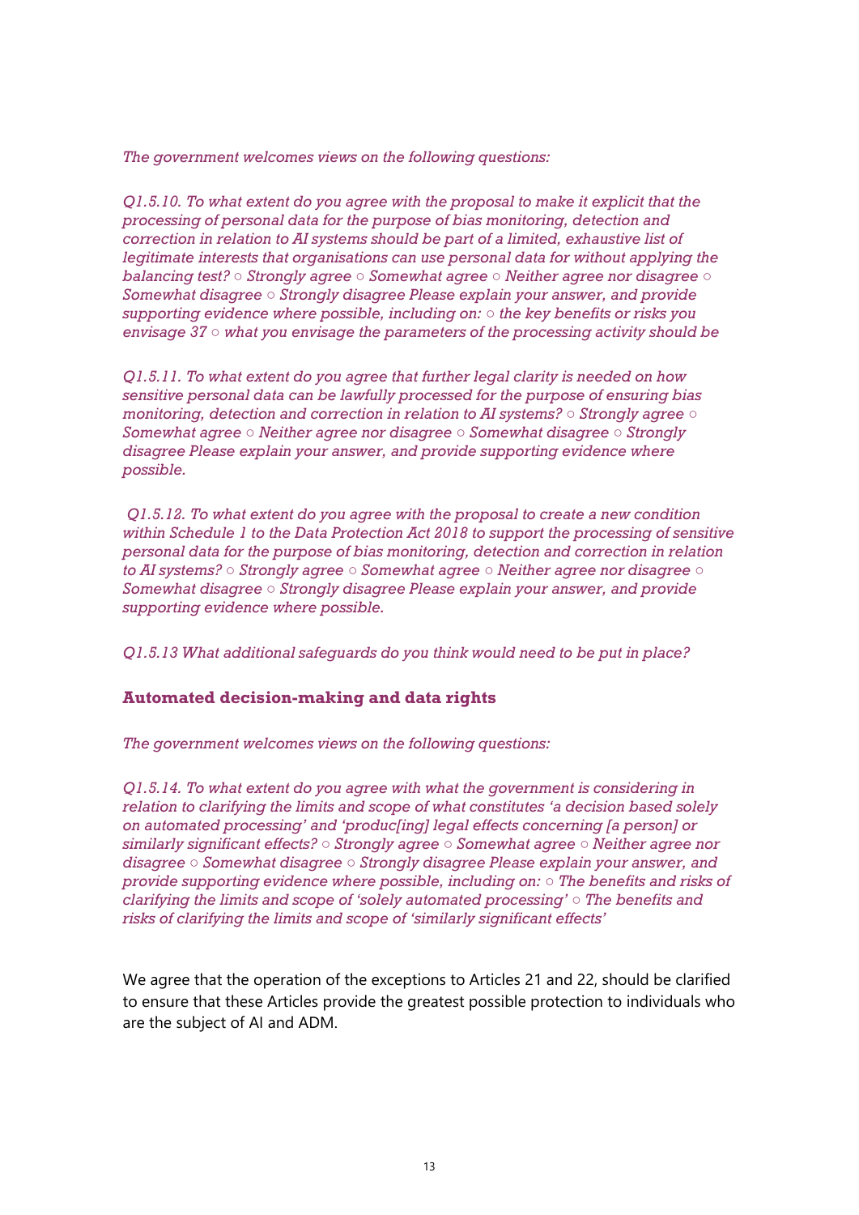*The government welcomes views on the following questions:*

*Q1.5.10. To what extent do you agree with the proposal to make it explicit that the processing of personal data for the purpose of bias monitoring, detection and correction in relation to AI systems should be part of a limited, exhaustive list of legitimate interests that organisations can use personal data for without applying the balancing test? ○ Strongly agree ○ Somewhat agree ○ Neither agree nor disagree ○ Somewhat disagree ○ Strongly disagree Please explain your answer, and provide supporting evidence where possible, including on: ○ the key benefits or risks you envisage 37 ○ what you envisage the parameters of the processing activity should be*

*Q1.5.11. To what extent do you agree that further legal clarity is needed on how sensitive personal data can be lawfully processed for the purpose of ensuring bias monitoring, detection and correction in relation to AI systems? ○ Strongly agree ○ Somewhat agree ○ Neither agree nor disagree ○ Somewhat disagree ○ Strongly disagree Please explain your answer, and provide supporting evidence where possible.*

*Q1.5.12. To what extent do you agree with the proposal to create a new condition within Schedule 1 to the Data Protection Act 2018 to support the processing of sensitive personal data for the purpose of bias monitoring, detection and correction in relation to AI systems? ○ Strongly agree ○ Somewhat agree ○ Neither agree nor disagree ○ Somewhat disagree ○ Strongly disagree Please explain your answer, and provide supporting evidence where possible.*

*Q1.5.13 What additional safeguards do you think would need to be put in place?*

## Automated decision-making and data rights

*The government welcomes views on the following questions:*

*Q1.5.14. To what extent do you agree with what the government is considering in relation to clarifying the limits and scope of what constitutes 'a decision based solely on automated processing' and 'produc[ing] legal effects concerning [a person] or similarly significant effects? ○ Strongly agree ○ Somewhat agree ○ Neither agree nor disagree ○ Somewhat disagree ○ Strongly disagree Please explain your answer, and provide supporting evidence where possible, including on: ○ The benefits and risks of clarifying the limits and scope of 'solely automated processing' ○ The benefits and risks of clarifying the limits and scope of 'similarly significant effects'*

We agree that the operation of the exceptions to Articles 21 and 22, should be clarified to ensure that these Articles provide the greatest possible protection to individuals who are the subject of AI and ADM.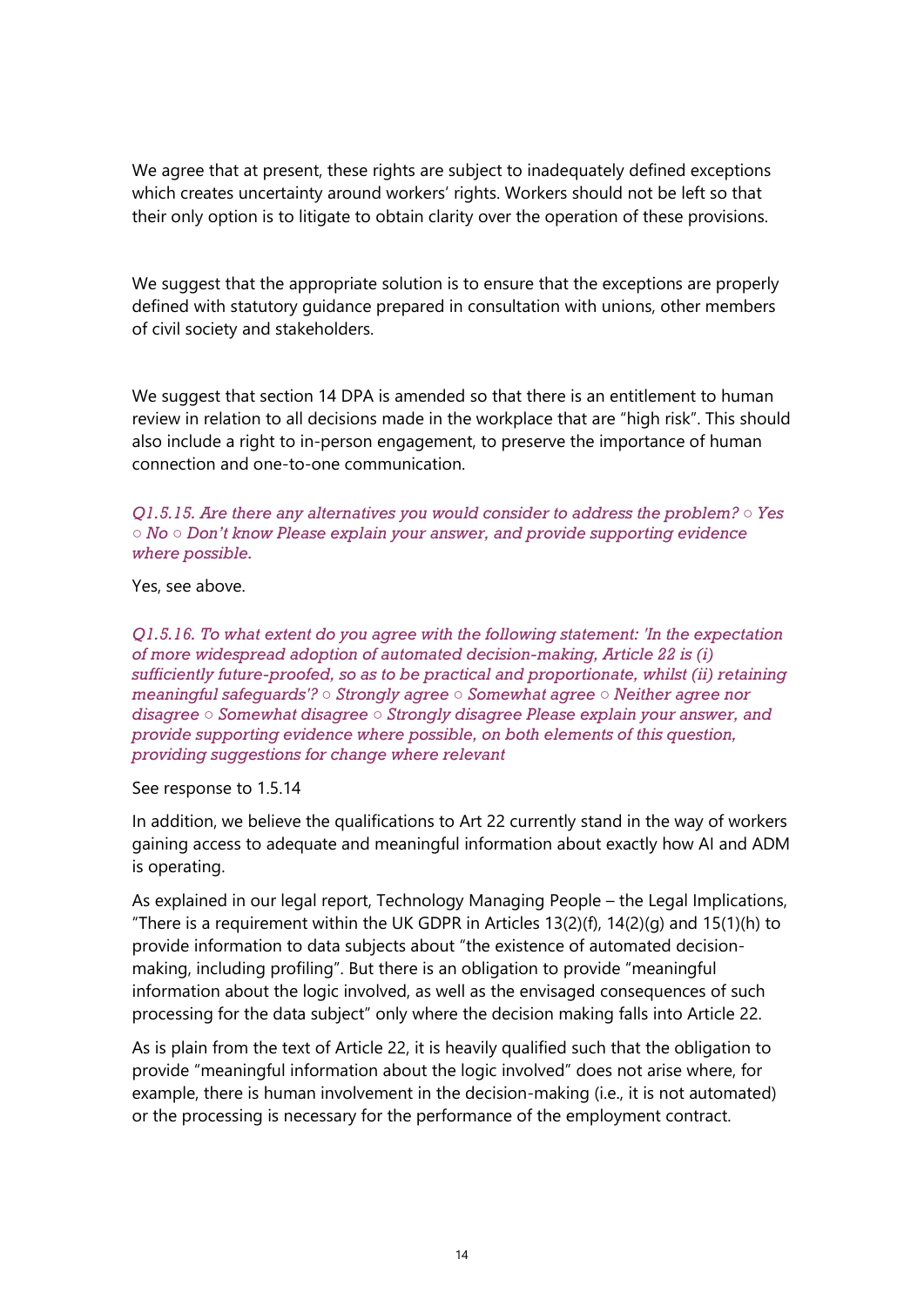We agree that at present, these rights are subject to inadequately defined exceptions which creates uncertainty around workers' rights. Workers should not be left so that their only option is to litigate to obtain clarity over the operation of these provisions.

We suggest that the appropriate solution is to ensure that the exceptions are properly defined with statutory guidance prepared in consultation with unions, other members of civil society and stakeholders.

We suggest that section 14 DPA is amended so that there is an entitlement to human review in relation to all decisions made in the workplace that are "high risk". This should also include a right to in-person engagement, to preserve the importance of human connection and one-to-one communication.

*Q1.5.15. Are there any alternatives you would consider to address the problem? ○ Yes ○ No ○ Don't know Please explain your answer, and provide supporting evidence where possible.*

Yes, see above.

*Q1.5.16. To what extent do you agree with the following statement: 'In the expectation of more widespread adoption of automated decision-making, Article 22 is (i) sufficiently future-proofed, so as to be practical and proportionate, whilst (ii) retaining meaningful safeguards'? ○ Strongly agree ○ Somewhat agree ○ Neither agree nor disagree ○ Somewhat disagree ○ Strongly disagree Please explain your answer, and provide supporting evidence where possible, on both elements of this question, providing suggestions for change where relevant*

See response to 1.5.14

In addition, we believe the qualifications to Art 22 currently stand in the way of workers gaining access to adequate and meaningful information about exactly how AI and ADM is operating.

As explained in our legal report, Technology Managing People – the Legal Implications, "There is a requirement within the UK GDPR in Articles 13(2)(f), 14(2)(g) and 15(1)(h) to provide information to data subjects about "the existence of automated decision-making, including profiling". But there is an obligation to provide "meaningful information about the logic involved, as well as the envisaged consequences of such processing for the data subject" only where the decision making falls into Article 22.

As is plain from the text of Article 22, it is heavily qualified such that the obligation to provide "meaningful information about the logic involved" does not arise where, for example, there is human involvement in the decision-making (i.e., it is not automated) or the processing is necessary for the performance of the employment contract.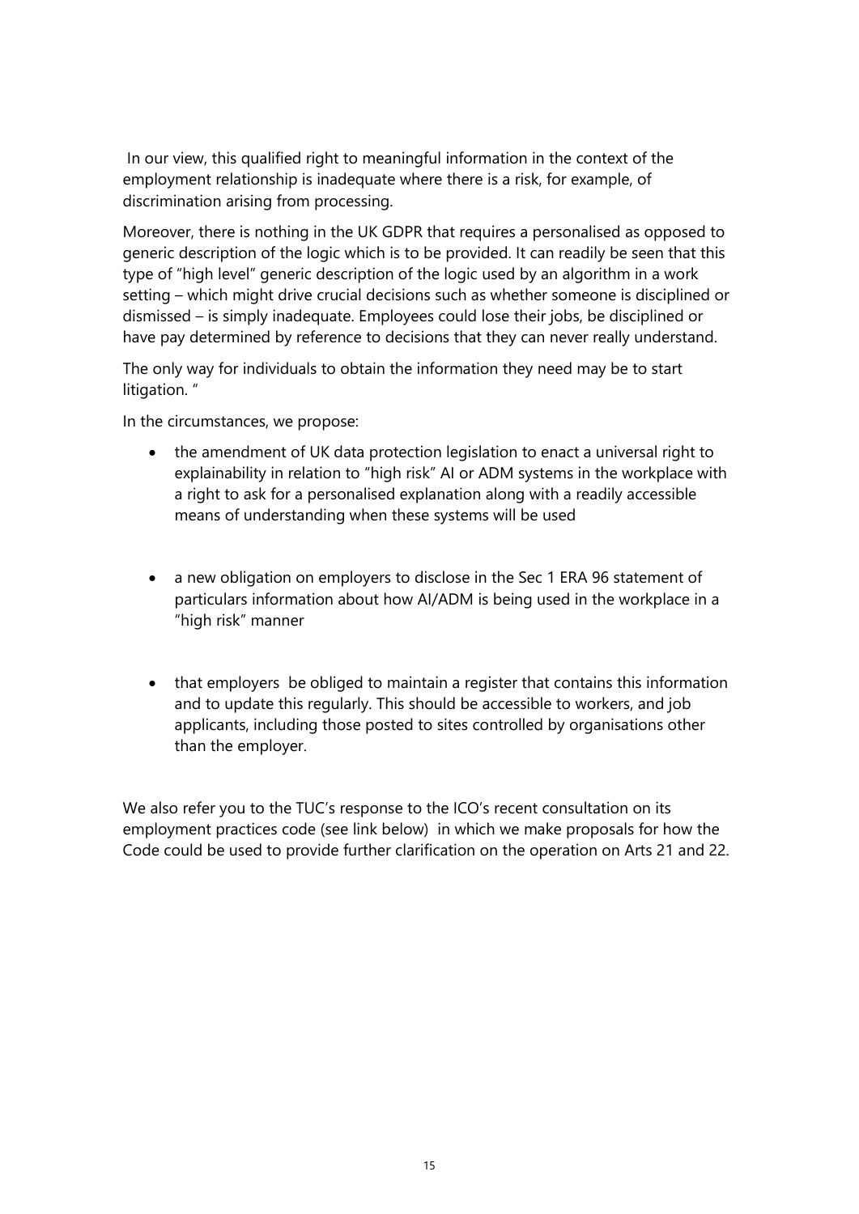In our view, this qualified right to meaningful information in the context of the employment relationship is inadequate where there is a risk, for example, of discrimination arising from processing.

Moreover, there is nothing in the UK GDPR that requires a personalised as opposed to generic description of the logic which is to be provided. It can readily be seen that this type of "high level" generic description of the logic used by an algorithm in a work setting – which might drive crucial decisions such as whether someone is disciplined or dismissed – is simply inadequate. Employees could lose their jobs, be disciplined or have pay determined by reference to decisions that they can never really understand.

The only way for individuals to obtain the information they need may be to start litigation. "

In the circumstances, we propose:

- the amendment of UK data protection legislation to enact a universal right to explainability in relation to "high risk" AI or ADM systems in the workplace with a right to ask for a personalised explanation along with a readily accessible means of understanding when these systems will be used

- a new obligation on employers to disclose in the Sec 1 ERA 96 statement of particulars information about how AI/ADM is being used in the workplace in a "high risk" manner

- that employers be obliged to maintain a register that contains this information and to update this regularly. This should be accessible to workers, and job applicants, including those posted to sites controlled by organisations other than the employer.

We also refer you to the TUC's response to the ICO's recent consultation on its employment practices code (see link below) in which we make proposals for how the Code could be used to provide further clarification on the operation on Arts 21 and 22.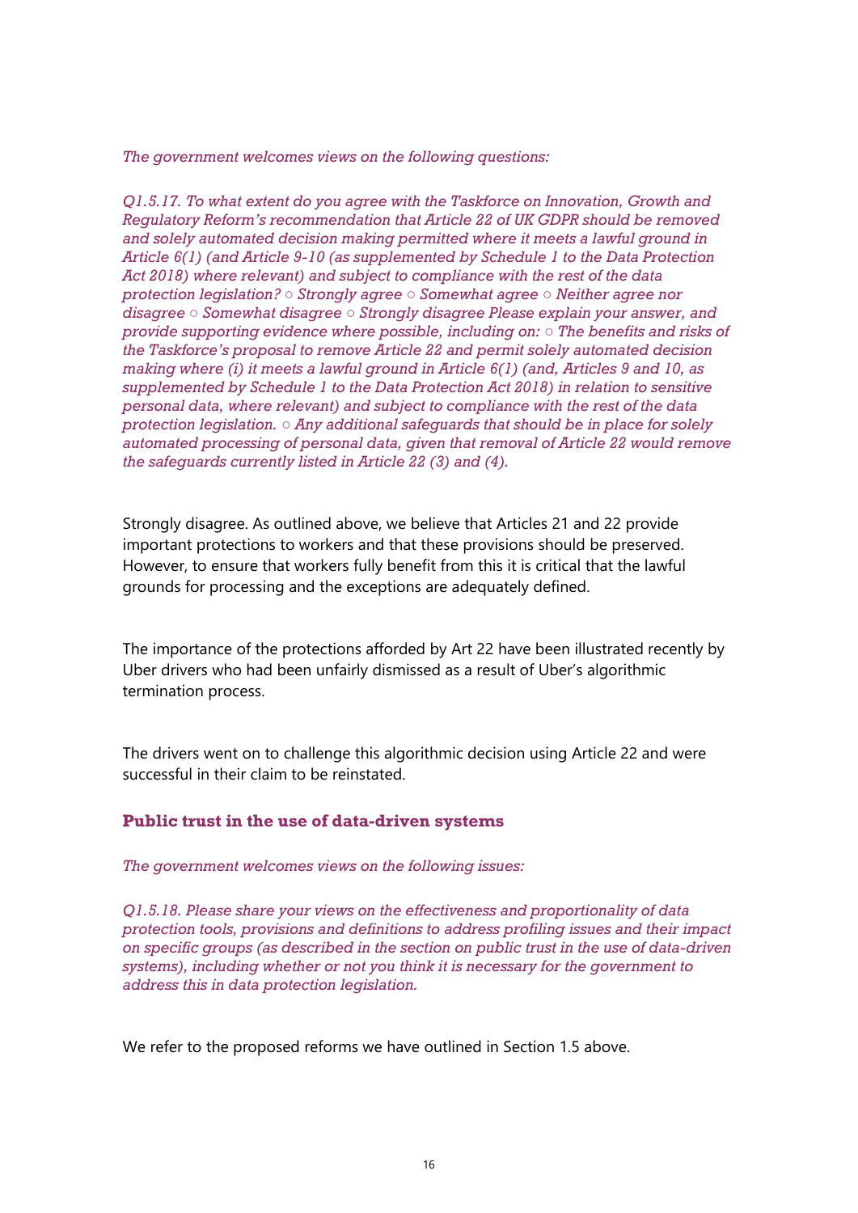*The government welcomes views on the following questions:*

*Q1.5.17. To what extent do you agree with the Taskforce on Innovation, Growth and Regulatory Reform's recommendation that Article 22 of UK GDPR should be removed and solely automated decision making permitted where it meets a lawful ground in Article 6(1) (and Article 9-10 (as supplemented by Schedule 1 to the Data Protection Act 2018) where relevant) and subject to compliance with the rest of the data protection legislation? ○ Strongly agree ○ Somewhat agree ○ Neither agree nor disagree ○ Somewhat disagree ○ Strongly disagree Please explain your answer, and provide supporting evidence where possible, including on: ○ The benefits and risks of the Taskforce's proposal to remove Article 22 and permit solely automated decision making where (i) it meets a lawful ground in Article 6(1) (and, Articles 9 and 10, as supplemented by Schedule 1 to the Data Protection Act 2018) in relation to sensitive personal data, where relevant) and subject to compliance with the rest of the data protection legislation. ○ Any additional safeguards that should be in place for solely automated processing of personal data, given that removal of Article 22 would remove the safeguards currently listed in Article 22 (3) and (4).*

Strongly disagree. As outlined above, we believe that Articles 21 and 22 provide important protections to workers and that these provisions should be preserved. However, to ensure that workers fully benefit from this it is critical that the lawful grounds for processing and the exceptions are adequately defined.

The importance of the protections afforded by Art 22 have been illustrated recently by Uber drivers who had been unfairly dismissed as a result of Uber's algorithmic termination process.

The drivers went on to challenge this algorithmic decision using Article 22 and were successful in their claim to be reinstated.

### Public trust in the use of data-driven systems

*The government welcomes views on the following issues:*

*Q1.5.18. Please share your views on the effectiveness and proportionality of data protection tools, provisions and definitions to address profiling issues and their impact on specific groups (as described in the section on public trust in the use of data-driven systems), including whether or not you think it is necessary for the government to address this in data protection legislation.*

We refer to the proposed reforms we have outlined in Section 1.5 above.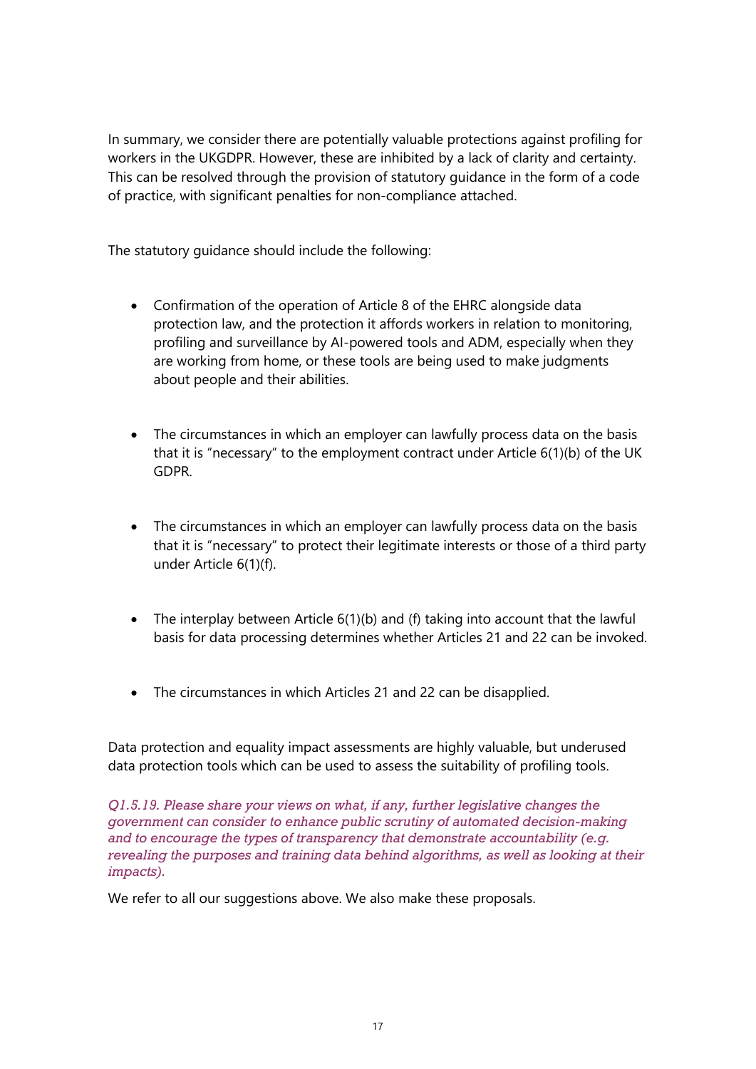In summary, we consider there are potentially valuable protections against profiling for workers in the UKGDPR. However, these are inhibited by a lack of clarity and certainty. This can be resolved through the provision of statutory guidance in the form of a code of practice, with significant penalties for non-compliance attached.

The statutory guidance should include the following:

- Confirmation of the operation of Article 8 of the EHRC alongside data protection law, and the protection it affords workers in relation to monitoring, profiling and surveillance by AI-powered tools and ADM, especially when they are working from home, or these tools are being used to make judgments about people and their abilities.
- The circumstances in which an employer can lawfully process data on the basis that it is "necessary" to the employment contract under Article 6(1)(b) of the UK GDPR.
- The circumstances in which an employer can lawfully process data on the basis that it is "necessary" to protect their legitimate interests or those of a third party under Article 6(1)(f).
- The interplay between Article 6(1)(b) and (f) taking into account that the lawful basis for data processing determines whether Articles 21 and 22 can be invoked.
- The circumstances in which Articles 21 and 22 can be disapplied.

Data protection and equality impact assessments are highly valuable, but underused data protection tools which can be used to assess the suitability of profiling tools.

*Q1.5.19. Please share your views on what, if any, further legislative changes the government can consider to enhance public scrutiny of automated decision-making and to encourage the types of transparency that demonstrate accountability (e.g. revealing the purposes and training data behind algorithms, as well as looking at their impacts).*

We refer to all our suggestions above. We also make these proposals.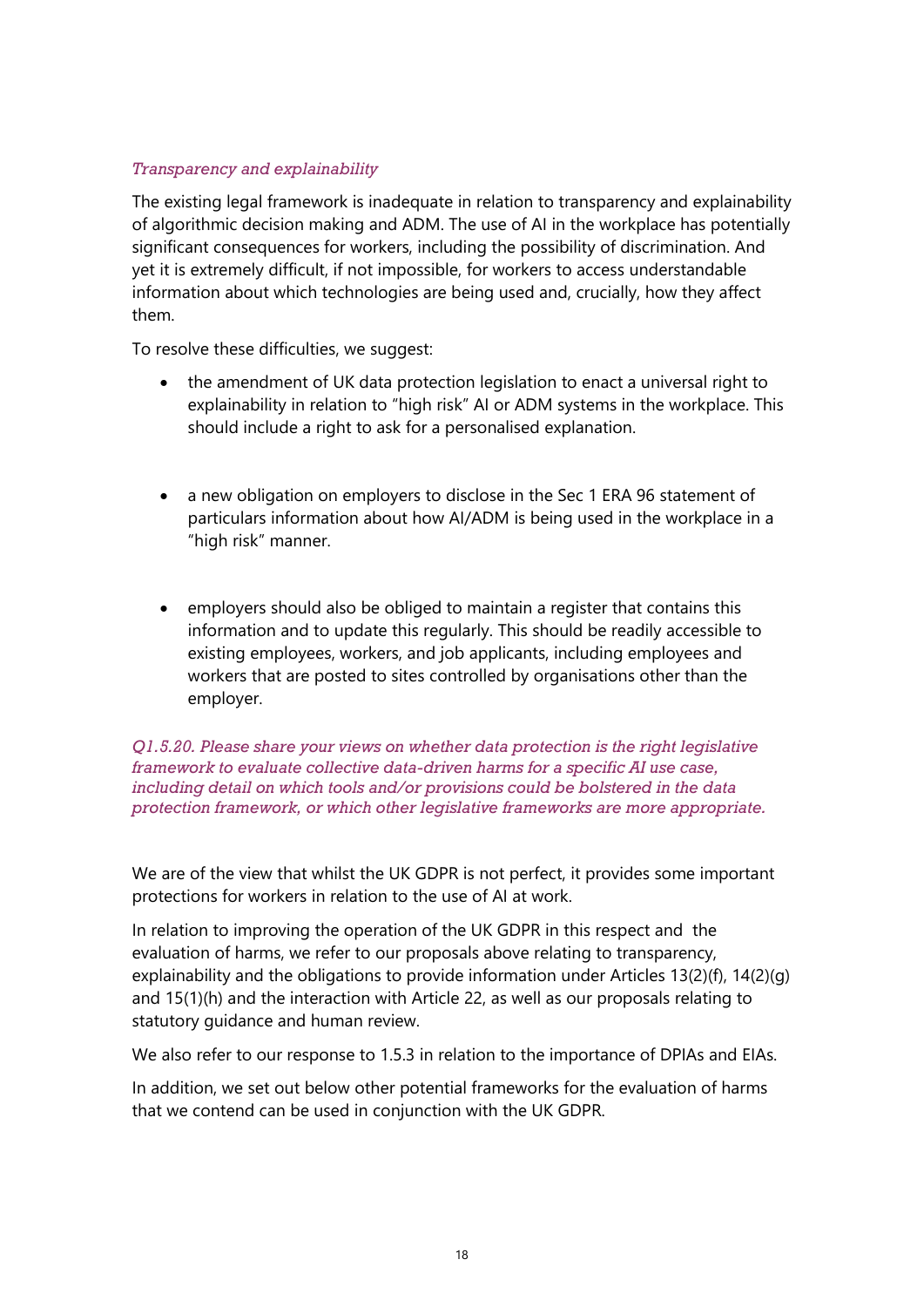*Transparency and explainability*

The existing legal framework is inadequate in relation to transparency and explainability of algorithmic decision making and ADM. The use of AI in the workplace has potentially significant consequences for workers, including the possibility of discrimination. And yet it is extremely difficult, if not impossible, for workers to access understandable information about which technologies are being used and, crucially, how they affect them.

To resolve these difficulties, we suggest:

- the amendment of UK data protection legislation to enact a universal right to explainability in relation to "high risk" AI or ADM systems in the workplace. This should include a right to ask for a personalised explanation.

- a new obligation on employers to disclose in the Sec 1 ERA 96 statement of particulars information about how AI/ADM is being used in the workplace in a "high risk" manner.

- employers should also be obliged to maintain a register that contains this information and to update this regularly. This should be readily accessible to existing employees, workers, and job applicants, including employees and workers that are posted to sites controlled by organisations other than the employer.

*Q1.5.20. Please share your views on whether data protection is the right legislative framework to evaluate collective data-driven harms for a specific AI use case, including detail on which tools and/or provisions could be bolstered in the data protection framework, or which other legislative frameworks are more appropriate.*

We are of the view that whilst the UK GDPR is not perfect, it provides some important protections for workers in relation to the use of AI at work.

In relation to improving the operation of the UK GDPR in this respect and the evaluation of harms, we refer to our proposals above relating to transparency, explainability and the obligations to provide information under Articles 13(2)(f), 14(2)(g) and 15(1)(h) and the interaction with Article 22, as well as our proposals relating to statutory guidance and human review.

We also refer to our response to 1.5.3 in relation to the importance of DPIAs and EIAs.

In addition, we set out below other potential frameworks for the evaluation of harms that we contend can be used in conjunction with the UK GDPR.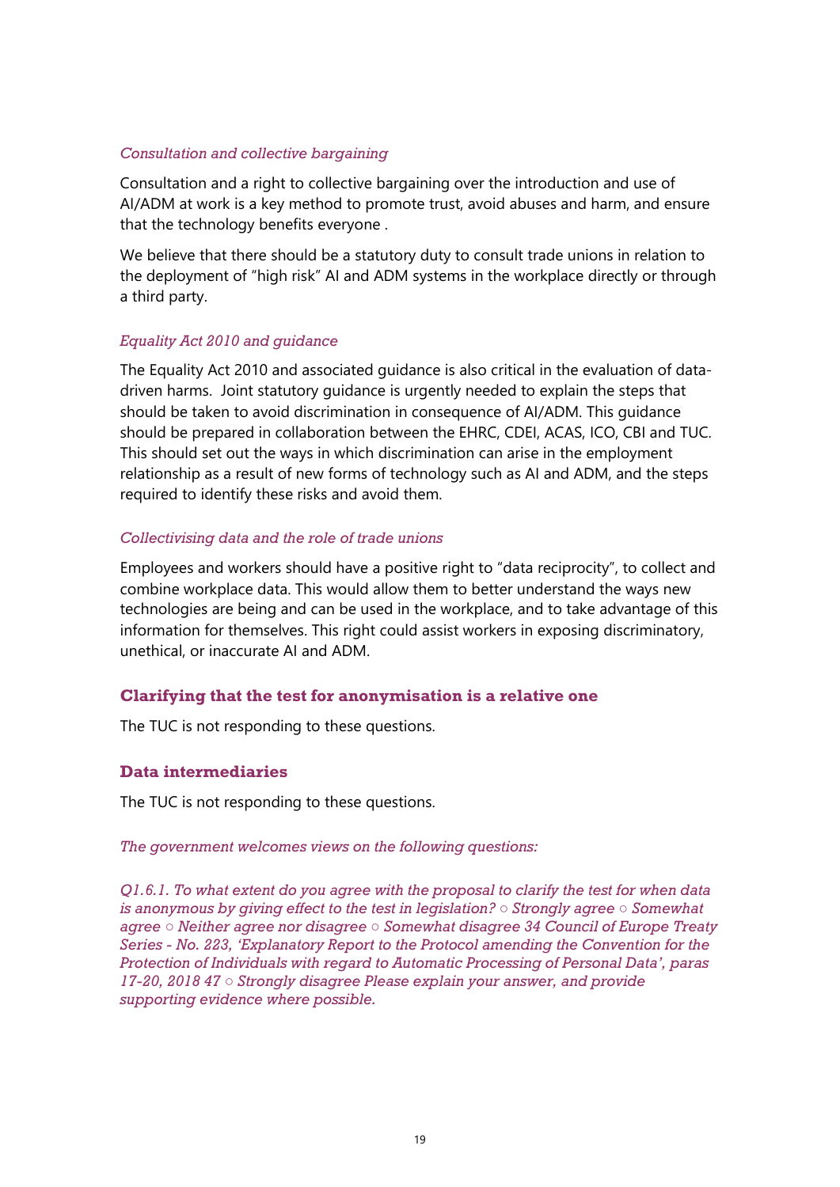*Consultation and collective bargaining*

Consultation and a right to collective bargaining over the introduction and use of AI/ADM at work is a key method to promote trust, avoid abuses and harm, and ensure that the technology benefits everyone .

We believe that there should be a statutory duty to consult trade unions in relation to the deployment of "high risk" AI and ADM systems in the workplace directly or through a third party.

*Equality Act 2010 and guidance*

The Equality Act 2010 and associated guidance is also critical in the evaluation of data-driven harms. Joint statutory guidance is urgently needed to explain the steps that should be taken to avoid discrimination in consequence of AI/ADM. This guidance should be prepared in collaboration between the EHRC, CDEI, ACAS, ICO, CBI and TUC. This should set out the ways in which discrimination can arise in the employment relationship as a result of new forms of technology such as AI and ADM, and the steps required to identify these risks and avoid them.

*Collectivising data and the role of trade unions*

Employees and workers should have a positive right to "data reciprocity", to collect and combine workplace data. This would allow them to better understand the ways new technologies are being and can be used in the workplace, and to take advantage of this information for themselves. This right could assist workers in exposing discriminatory, unethical, or inaccurate AI and ADM.

### Clarifying that the test for anonymisation is a relative one

The TUC is not responding to these questions.

### Data intermediaries

The TUC is not responding to these questions.

*The government welcomes views on the following questions:*

*Q1.6.1. To what extent do you agree with the proposal to clarify the test for when data is anonymous by giving effect to the test in legislation? ○ Strongly agree ○ Somewhat agree ○ Neither agree nor disagree ○ Somewhat disagree 34 Council of Europe Treaty Series - No. 223, 'Explanatory Report to the Protocol amending the Convention for the Protection of Individuals with regard to Automatic Processing of Personal Data', paras 17-20, 2018 47 ○ Strongly disagree Please explain your answer, and provide supporting evidence where possible.*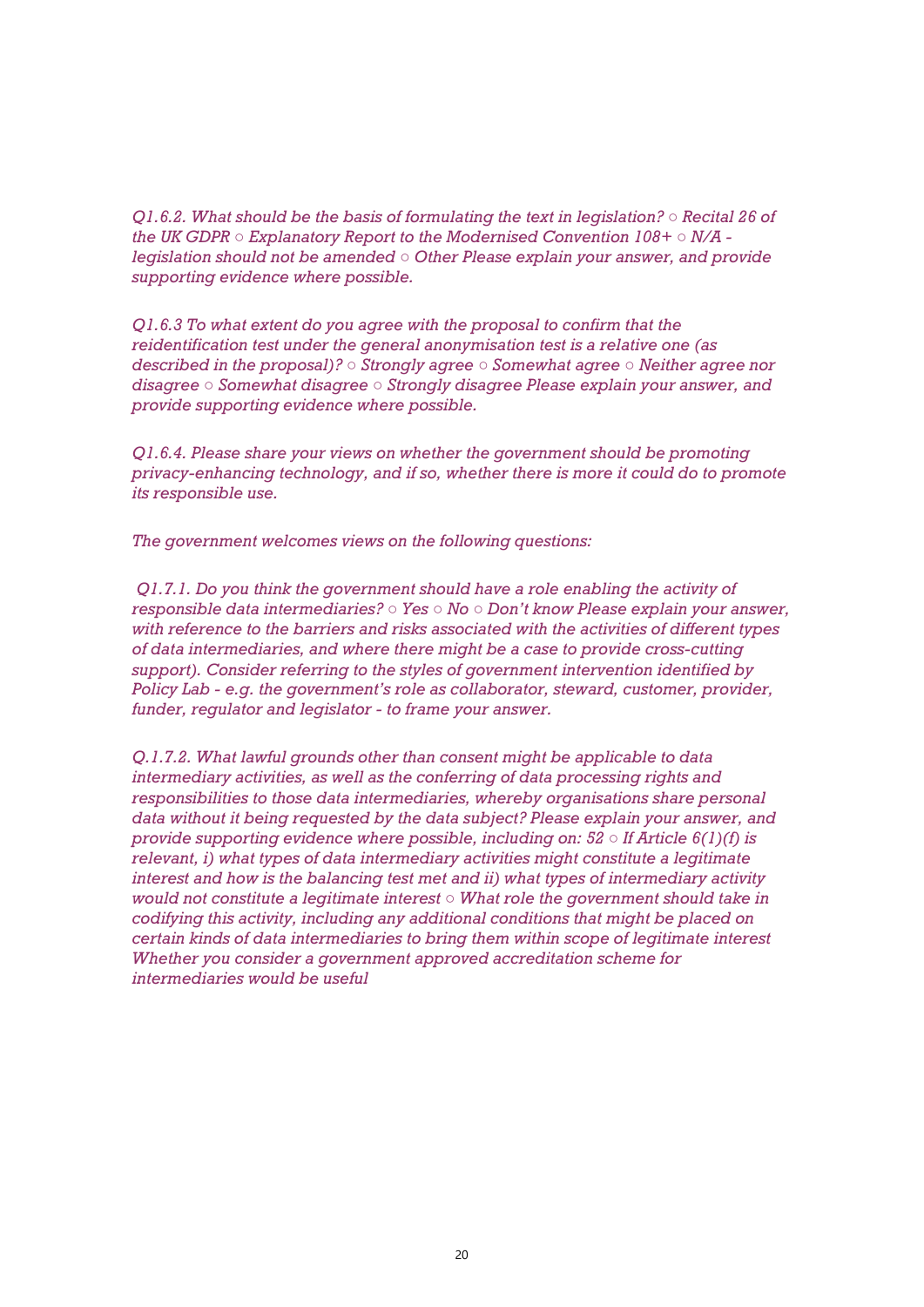*Q1.6.2. What should be the basis of formulating the text in legislation? ○ Recital 26 of the UK GDPR ○ Explanatory Report to the Modernised Convention 108+ ○ N/A - legislation should not be amended ○ Other Please explain your answer, and provide supporting evidence where possible.*

*Q1.6.3 To what extent do you agree with the proposal to confirm that the reidentification test under the general anonymisation test is a relative one (as described in the proposal)? ○ Strongly agree ○ Somewhat agree ○ Neither agree nor disagree ○ Somewhat disagree ○ Strongly disagree Please explain your answer, and provide supporting evidence where possible.*

*Q1.6.4. Please share your views on whether the government should be promoting privacy-enhancing technology, and if so, whether there is more it could do to promote its responsible use.*

*The government welcomes views on the following questions:*

*Q1.7.1. Do you think the government should have a role enabling the activity of responsible data intermediaries? ○ Yes ○ No ○ Don't know Please explain your answer, with reference to the barriers and risks associated with the activities of different types of data intermediaries, and where there might be a case to provide cross-cutting support). Consider referring to the styles of government intervention identified by Policy Lab - e.g. the government's role as collaborator, steward, customer, provider, funder, regulator and legislator - to frame your answer.*

*Q.1.7.2. What lawful grounds other than consent might be applicable to data intermediary activities, as well as the conferring of data processing rights and responsibilities to those data intermediaries, whereby organisations share personal data without it being requested by the data subject? Please explain your answer, and provide supporting evidence where possible, including on: 52 ○ If Article 6(1)(f) is relevant, i) what types of data intermediary activities might constitute a legitimate interest and how is the balancing test met and ii) what types of intermediary activity would not constitute a legitimate interest ○ What role the government should take in codifying this activity, including any additional conditions that might be placed on certain kinds of data intermediaries to bring them within scope of legitimate interest Whether you consider a government approved accreditation scheme for intermediaries would be useful*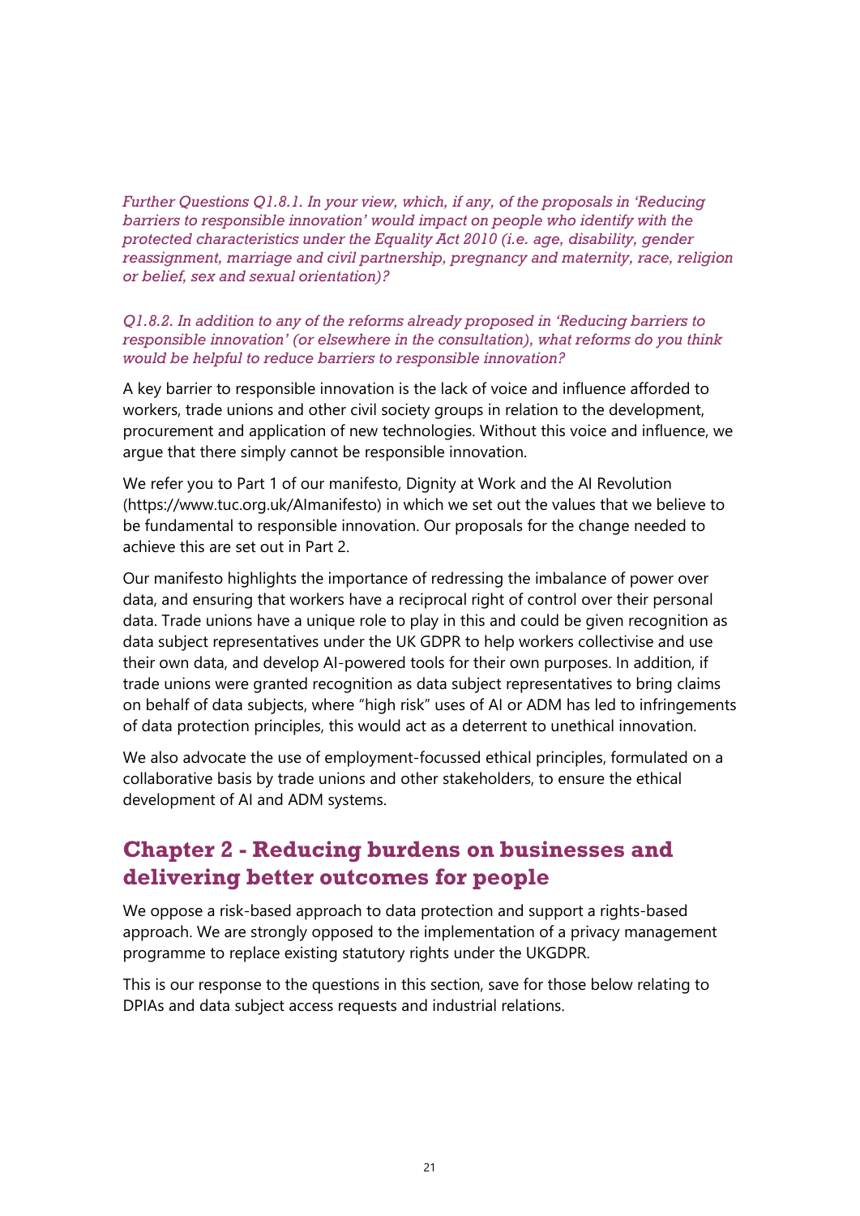*Further Questions Q1.8.1. In your view, which, if any, of the proposals in 'Reducing barriers to responsible innovation' would impact on people who identify with the protected characteristics under the Equality Act 2010 (i.e. age, disability, gender reassignment, marriage and civil partnership, pregnancy and maternity, race, religion or belief, sex and sexual orientation)?*

*Q1.8.2. In addition to any of the reforms already proposed in 'Reducing barriers to responsible innovation' (or elsewhere in the consultation), what reforms do you think would be helpful to reduce barriers to responsible innovation?*

A key barrier to responsible innovation is the lack of voice and influence afforded to workers, trade unions and other civil society groups in relation to the development, procurement and application of new technologies. Without this voice and influence, we argue that there simply cannot be responsible innovation.

We refer you to Part 1 of our manifesto, Dignity at Work and the AI Revolution (https://www.tuc.org.uk/AImanifesto) in which we set out the values that we believe to be fundamental to responsible innovation. Our proposals for the change needed to achieve this are set out in Part 2.

Our manifesto highlights the importance of redressing the imbalance of power over data, and ensuring that workers have a reciprocal right of control over their personal data. Trade unions have a unique role to play in this and could be given recognition as data subject representatives under the UK GDPR to help workers collectivise and use their own data, and develop AI-powered tools for their own purposes. In addition, if trade unions were granted recognition as data subject representatives to bring claims on behalf of data subjects, where "high risk" uses of AI or ADM has led to infringements of data protection principles, this would act as a deterrent to unethical innovation.

We also advocate the use of employment-focussed ethical principles, formulated on a collaborative basis by trade unions and other stakeholders, to ensure the ethical development of AI and ADM systems.

## Chapter 2 - Reducing burdens on businesses and delivering better outcomes for people

We oppose a risk-based approach to data protection and support a rights-based approach. We are strongly opposed to the implementation of a privacy management programme to replace existing statutory rights under the UKGDPR.

This is our response to the questions in this section, save for those below relating to DPIAs and data subject access requests and industrial relations.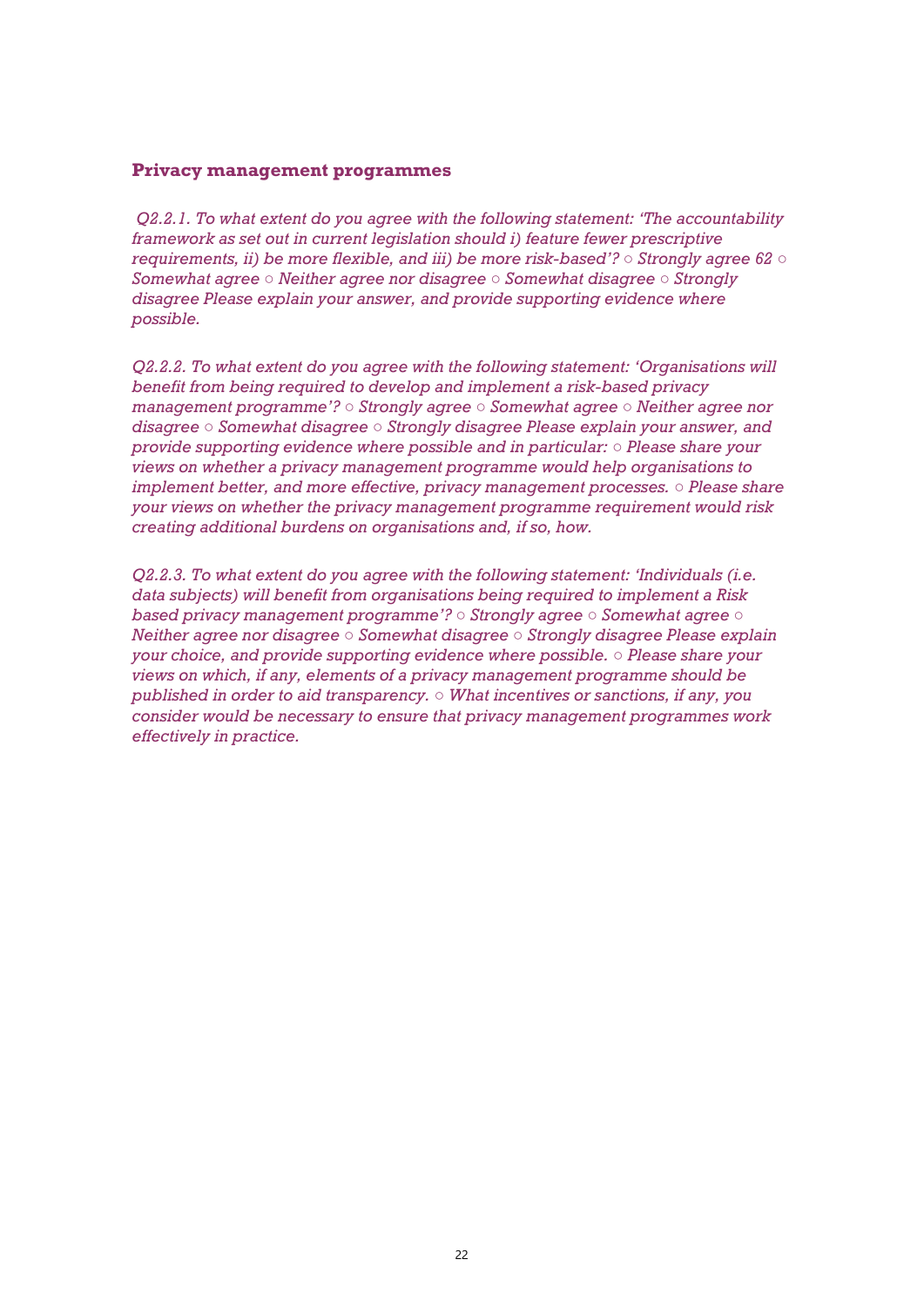## Privacy management programmes

*Q2.2.1. To what extent do you agree with the following statement: 'The accountability framework as set out in current legislation should i) feature fewer prescriptive requirements, ii) be more flexible, and iii) be more risk-based'? ○ Strongly agree 62 ○ Somewhat agree ○ Neither agree nor disagree ○ Somewhat disagree ○ Strongly disagree Please explain your answer, and provide supporting evidence where possible.*

*Q2.2.2. To what extent do you agree with the following statement: 'Organisations will benefit from being required to develop and implement a risk-based privacy management programme'? ○ Strongly agree ○ Somewhat agree ○ Neither agree nor disagree ○ Somewhat disagree ○ Strongly disagree Please explain your answer, and provide supporting evidence where possible and in particular: ○ Please share your views on whether a privacy management programme would help organisations to implement better, and more effective, privacy management processes. ○ Please share your views on whether the privacy management programme requirement would risk creating additional burdens on organisations and, if so, how.*

*Q2.2.3. To what extent do you agree with the following statement: 'Individuals (i.e. data subjects) will benefit from organisations being required to implement a Risk based privacy management programme'? ○ Strongly agree ○ Somewhat agree ○ Neither agree nor disagree ○ Somewhat disagree ○ Strongly disagree Please explain your choice, and provide supporting evidence where possible. ○ Please share your views on which, if any, elements of a privacy management programme should be published in order to aid transparency. ○ What incentives or sanctions, if any, you consider would be necessary to ensure that privacy management programmes work effectively in practice.*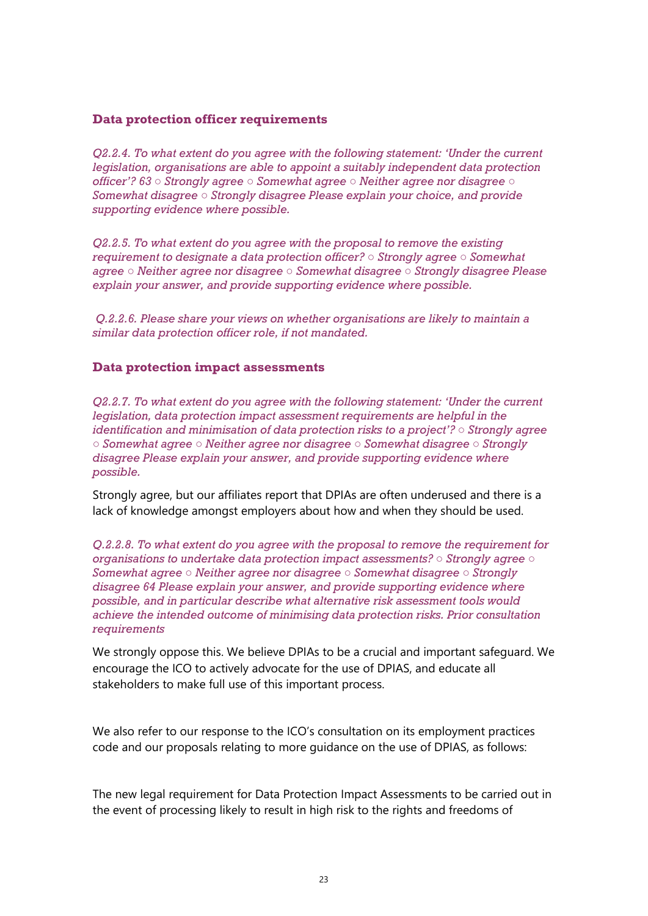### Data protection officer requirements

*Q2.2.4. To what extent do you agree with the following statement: 'Under the current legislation, organisations are able to appoint a suitably independent data protection officer'? 63 ○ Strongly agree ○ Somewhat agree ○ Neither agree nor disagree ○ Somewhat disagree ○ Strongly disagree Please explain your choice, and provide supporting evidence where possible.*

*Q2.2.5. To what extent do you agree with the proposal to remove the existing requirement to designate a data protection officer? ○ Strongly agree ○ Somewhat agree ○ Neither agree nor disagree ○ Somewhat disagree ○ Strongly disagree Please explain your answer, and provide supporting evidence where possible.*

*Q.2.2.6. Please share your views on whether organisations are likely to maintain a similar data protection officer role, if not mandated.*

### Data protection impact assessments

*Q2.2.7. To what extent do you agree with the following statement: 'Under the current legislation, data protection impact assessment requirements are helpful in the identification and minimisation of data protection risks to a project'? ○ Strongly agree ○ Somewhat agree ○ Neither agree nor disagree ○ Somewhat disagree ○ Strongly disagree Please explain your answer, and provide supporting evidence where possible.*

Strongly agree, but our affiliates report that DPIAs are often underused and there is a lack of knowledge amongst employers about how and when they should be used.

*Q.2.2.8. To what extent do you agree with the proposal to remove the requirement for organisations to undertake data protection impact assessments? ○ Strongly agree ○ Somewhat agree ○ Neither agree nor disagree ○ Somewhat disagree ○ Strongly disagree 64 Please explain your answer, and provide supporting evidence where possible, and in particular describe what alternative risk assessment tools would achieve the intended outcome of minimising data protection risks. Prior consultation requirements*

We strongly oppose this. We believe DPIAs to be a crucial and important safeguard. We encourage the ICO to actively advocate for the use of DPIAS, and educate all stakeholders to make full use of this important process.

We also refer to our response to the ICO's consultation on its employment practices code and our proposals relating to more guidance on the use of DPIAS, as follows:

The new legal requirement for Data Protection Impact Assessments to be carried out in the event of processing likely to result in high risk to the rights and freedoms of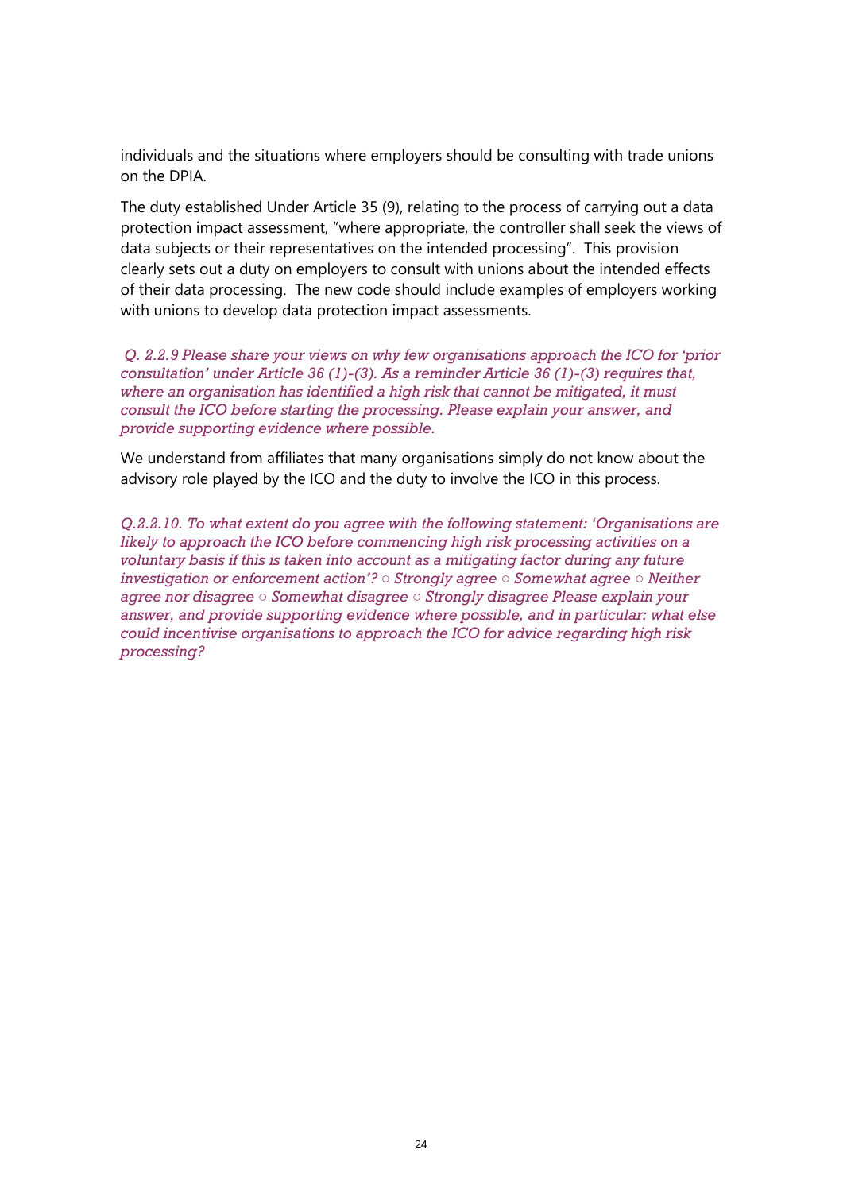individuals and the situations where employers should be consulting with trade unions on the DPIA.

The duty established Under Article 35 (9), relating to the process of carrying out a data protection impact assessment, "where appropriate, the controller shall seek the views of data subjects or their representatives on the intended processing". This provision clearly sets out a duty on employers to consult with unions about the intended effects of their data processing. The new code should include examples of employers working with unions to develop data protection impact assessments.

*Q. 2.2.9 Please share your views on why few organisations approach the ICO for 'prior consultation' under Article 36 (1)-(3). As a reminder Article 36 (1)-(3) requires that, where an organisation has identified a high risk that cannot be mitigated, it must consult the ICO before starting the processing. Please explain your answer, and provide supporting evidence where possible.*

We understand from affiliates that many organisations simply do not know about the advisory role played by the ICO and the duty to involve the ICO in this process.

*Q.2.2.10. To what extent do you agree with the following statement: 'Organisations are likely to approach the ICO before commencing high risk processing activities on a voluntary basis if this is taken into account as a mitigating factor during any future investigation or enforcement action'? ○ Strongly agree ○ Somewhat agree ○ Neither agree nor disagree ○ Somewhat disagree ○ Strongly disagree Please explain your answer, and provide supporting evidence where possible, and in particular: what else could incentivise organisations to approach the ICO for advice regarding high risk processing?*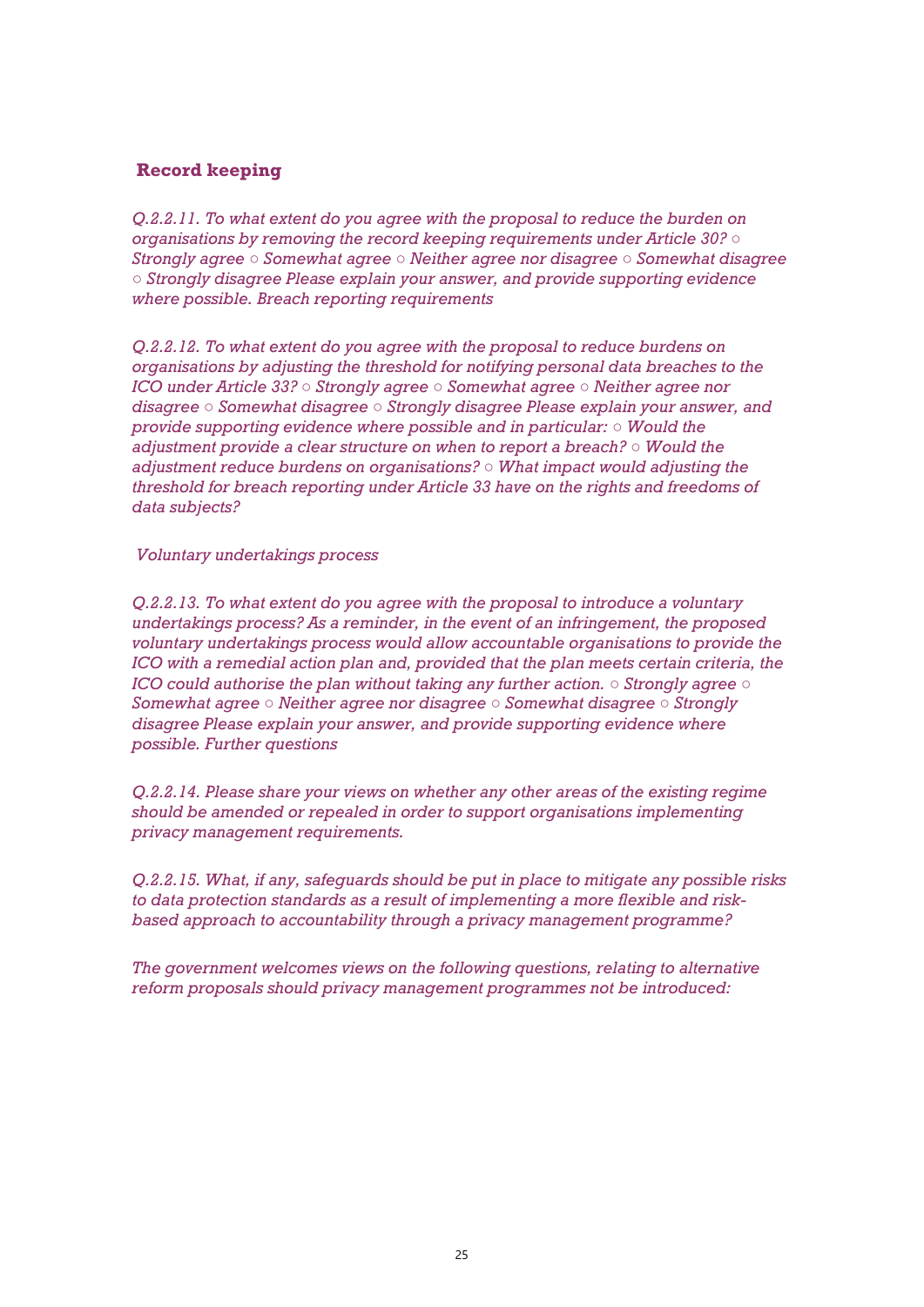### Record keeping

*Q.2.2.11. To what extent do you agree with the proposal to reduce the burden on organisations by removing the record keeping requirements under Article 30? ○ Strongly agree ○ Somewhat agree ○ Neither agree nor disagree ○ Somewhat disagree ○ Strongly disagree Please explain your answer, and provide supporting evidence where possible. Breach reporting requirements*

*Q.2.2.12. To what extent do you agree with the proposal to reduce burdens on organisations by adjusting the threshold for notifying personal data breaches to the ICO under Article 33? ○ Strongly agree ○ Somewhat agree ○ Neither agree nor disagree ○ Somewhat disagree ○ Strongly disagree Please explain your answer, and provide supporting evidence where possible and in particular: ○ Would the adjustment provide a clear structure on when to report a breach? ○ Would the adjustment reduce burdens on organisations? ○ What impact would adjusting the threshold for breach reporting under Article 33 have on the rights and freedoms of data subjects?*

*Voluntary undertakings process*

*Q.2.2.13. To what extent do you agree with the proposal to introduce a voluntary undertakings process? As a reminder, in the event of an infringement, the proposed voluntary undertakings process would allow accountable organisations to provide the ICO with a remedial action plan and, provided that the plan meets certain criteria, the ICO could authorise the plan without taking any further action. ○ Strongly agree ○ Somewhat agree ○ Neither agree nor disagree ○ Somewhat disagree ○ Strongly disagree Please explain your answer, and provide supporting evidence where possible. Further questions*

*Q.2.2.14. Please share your views on whether any other areas of the existing regime should be amended or repealed in order to support organisations implementing privacy management requirements.*

*Q.2.2.15. What, if any, safeguards should be put in place to mitigate any possible risks to data protection standards as a result of implementing a more flexible and risk-based approach to accountability through a privacy management programme?*

*The government welcomes views on the following questions, relating to alternative reform proposals should privacy management programmes not be introduced:*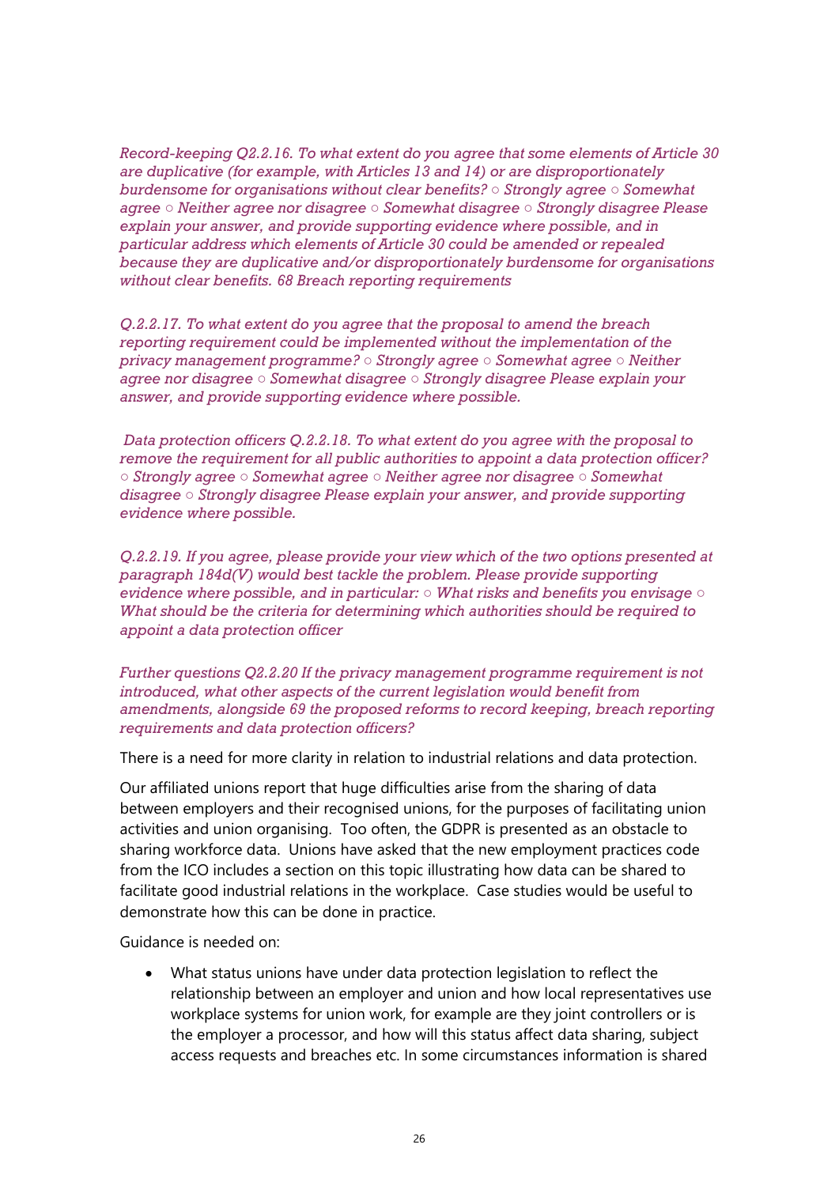*Record-keeping Q2.2.16. To what extent do you agree that some elements of Article 30 are duplicative (for example, with Articles 13 and 14) or are disproportionately burdensome for organisations without clear benefits? ○ Strongly agree ○ Somewhat agree ○ Neither agree nor disagree ○ Somewhat disagree ○ Strongly disagree Please explain your answer, and provide supporting evidence where possible, and in particular address which elements of Article 30 could be amended or repealed because they are duplicative and/or disproportionately burdensome for organisations without clear benefits. 68 Breach reporting requirements*

*Q.2.2.17. To what extent do you agree that the proposal to amend the breach reporting requirement could be implemented without the implementation of the privacy management programme? ○ Strongly agree ○ Somewhat agree ○ Neither agree nor disagree ○ Somewhat disagree ○ Strongly disagree Please explain your answer, and provide supporting evidence where possible.*

*Data protection officers Q.2.2.18. To what extent do you agree with the proposal to remove the requirement for all public authorities to appoint a data protection officer? ○ Strongly agree ○ Somewhat agree ○ Neither agree nor disagree ○ Somewhat disagree ○ Strongly disagree Please explain your answer, and provide supporting evidence where possible.*

*Q.2.2.19. If you agree, please provide your view which of the two options presented at paragraph 184d(V) would best tackle the problem. Please provide supporting evidence where possible, and in particular: ○ What risks and benefits you envisage ○ What should be the criteria for determining which authorities should be required to appoint a data protection officer*

*Further questions Q2.2.20 If the privacy management programme requirement is not introduced, what other aspects of the current legislation would benefit from amendments, alongside 69 the proposed reforms to record keeping, breach reporting requirements and data protection officers?*

There is a need for more clarity in relation to industrial relations and data protection.

Our affiliated unions report that huge difficulties arise from the sharing of data between employers and their recognised unions, for the purposes of facilitating union activities and union organising. Too often, the GDPR is presented as an obstacle to sharing workforce data. Unions have asked that the new employment practices code from the ICO includes a section on this topic illustrating how data can be shared to facilitate good industrial relations in the workplace. Case studies would be useful to demonstrate how this can be done in practice.

Guidance is needed on:

- What status unions have under data protection legislation to reflect the relationship between an employer and union and how local representatives use workplace systems for union work, for example are they joint controllers or is the employer a processor, and how will this status affect data sharing, subject access requests and breaches etc. In some circumstances information is shared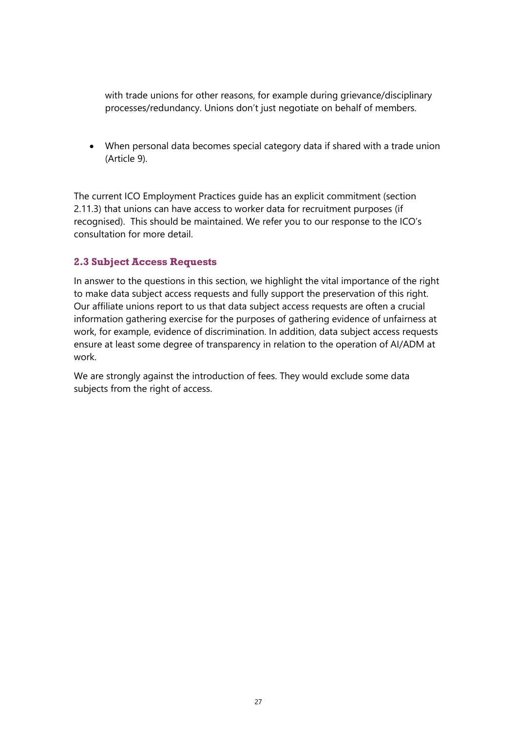with trade unions for other reasons, for example during grievance/disciplinary processes/redundancy. Unions don't just negotiate on behalf of members.

- When personal data becomes special category data if shared with a trade union (Article 9).

The current ICO Employment Practices guide has an explicit commitment (section 2.11.3) that unions can have access to worker data for recruitment purposes (if recognised). This should be maintained. We refer you to our response to the ICO's consultation for more detail.

### 2.3 Subject Access Requests

In answer to the questions in this section, we highlight the vital importance of the right to make data subject access requests and fully support the preservation of this right. Our affiliate unions report to us that data subject access requests are often a crucial information gathering exercise for the purposes of gathering evidence of unfairness at work, for example, evidence of discrimination. In addition, data subject access requests ensure at least some degree of transparency in relation to the operation of AI/ADM at work.

We are strongly against the introduction of fees. They would exclude some data subjects from the right of access.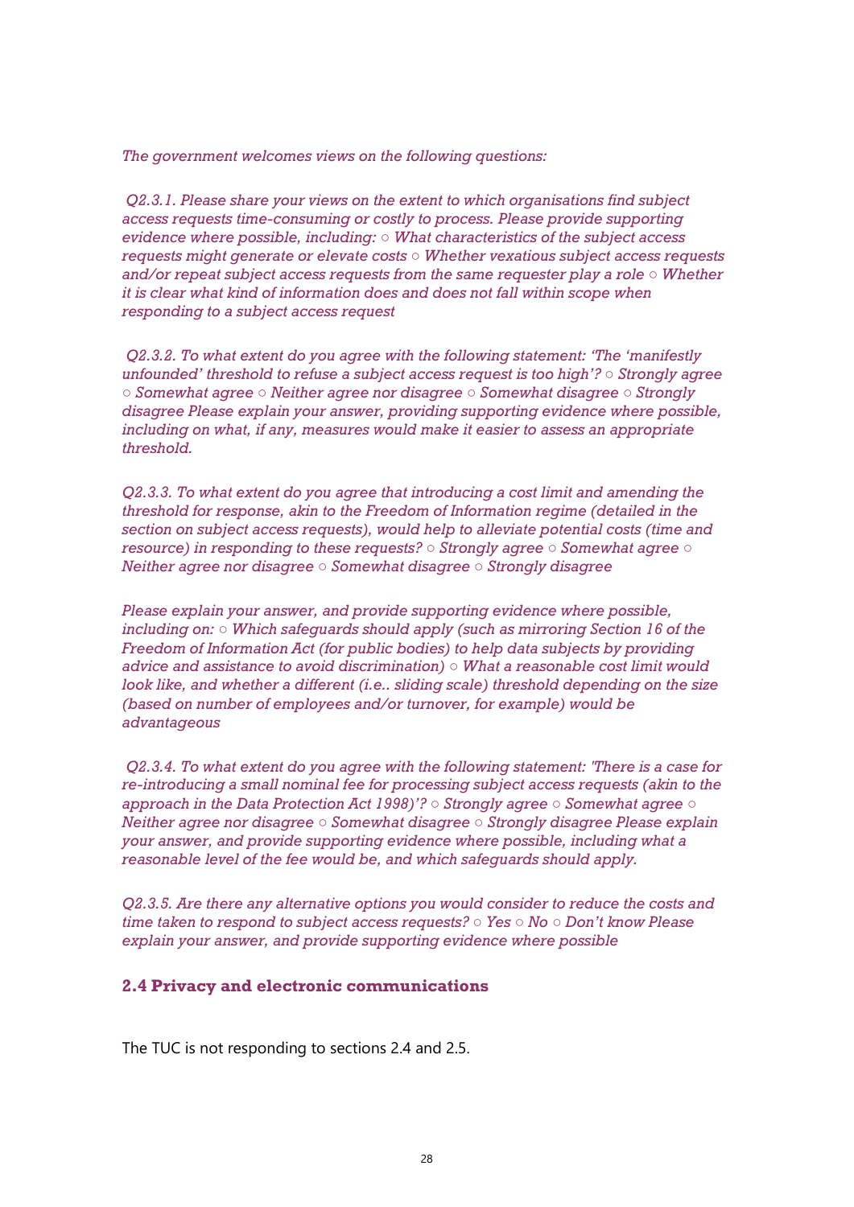*The government welcomes views on the following questions:*

*Q2.3.1. Please share your views on the extent to which organisations find subject access requests time-consuming or costly to process. Please provide supporting evidence where possible, including: ○ What characteristics of the subject access requests might generate or elevate costs ○ Whether vexatious subject access requests and/or repeat subject access requests from the same requester play a role ○ Whether it is clear what kind of information does and does not fall within scope when responding to a subject access request*

*Q2.3.2. To what extent do you agree with the following statement: 'The 'manifestly unfounded' threshold to refuse a subject access request is too high'? ○ Strongly agree ○ Somewhat agree ○ Neither agree nor disagree ○ Somewhat disagree ○ Strongly disagree Please explain your answer, providing supporting evidence where possible, including on what, if any, measures would make it easier to assess an appropriate threshold.*

*Q2.3.3. To what extent do you agree that introducing a cost limit and amending the threshold for response, akin to the Freedom of Information regime (detailed in the section on subject access requests), would help to alleviate potential costs (time and resource) in responding to these requests? ○ Strongly agree ○ Somewhat agree ○ Neither agree nor disagree ○ Somewhat disagree ○ Strongly disagree*

*Please explain your answer, and provide supporting evidence where possible, including on: ○ Which safeguards should apply (such as mirroring Section 16 of the Freedom of Information Act (for public bodies) to help data subjects by providing advice and assistance to avoid discrimination) ○ What a reasonable cost limit would look like, and whether a different (i.e.. sliding scale) threshold depending on the size (based on number of employees and/or turnover, for example) would be advantageous*

*Q2.3.4. To what extent do you agree with the following statement: 'There is a case for re-introducing a small nominal fee for processing subject access requests (akin to the approach in the Data Protection Act 1998)'? ○ Strongly agree ○ Somewhat agree ○ Neither agree nor disagree ○ Somewhat disagree ○ Strongly disagree Please explain your answer, and provide supporting evidence where possible, including what a reasonable level of the fee would be, and which safeguards should apply.*

*Q2.3.5. Are there any alternative options you would consider to reduce the costs and time taken to respond to subject access requests? ○ Yes ○ No ○ Don't know Please explain your answer, and provide supporting evidence where possible*

### 2.4 Privacy and electronic communications

The TUC is not responding to sections 2.4 and 2.5.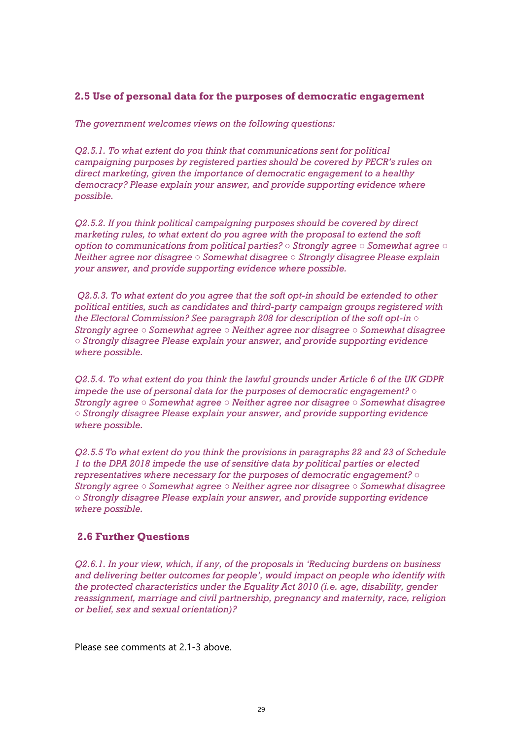### 2.5 Use of personal data for the purposes of democratic engagement

*The government welcomes views on the following questions:*

*Q2.5.1. To what extent do you think that communications sent for political campaigning purposes by registered parties should be covered by PECR's rules on direct marketing, given the importance of democratic engagement to a healthy democracy? Please explain your answer, and provide supporting evidence where possible.*

*Q2.5.2. If you think political campaigning purposes should be covered by direct marketing rules, to what extent do you agree with the proposal to extend the soft option to communications from political parties? ○ Strongly agree ○ Somewhat agree ○ Neither agree nor disagree ○ Somewhat disagree ○ Strongly disagree Please explain your answer, and provide supporting evidence where possible.*

*Q2.5.3. To what extent do you agree that the soft opt-in should be extended to other political entities, such as candidates and third-party campaign groups registered with the Electoral Commission? See paragraph 208 for description of the soft opt-in ○ Strongly agree ○ Somewhat agree ○ Neither agree nor disagree ○ Somewhat disagree ○ Strongly disagree Please explain your answer, and provide supporting evidence where possible.*

*Q2.5.4. To what extent do you think the lawful grounds under Article 6 of the UK GDPR impede the use of personal data for the purposes of democratic engagement? ○ Strongly agree ○ Somewhat agree ○ Neither agree nor disagree ○ Somewhat disagree ○ Strongly disagree Please explain your answer, and provide supporting evidence where possible.*

*Q2.5.5 To what extent do you think the provisions in paragraphs 22 and 23 of Schedule 1 to the DPA 2018 impede the use of sensitive data by political parties or elected representatives where necessary for the purposes of democratic engagement? ○ Strongly agree ○ Somewhat agree ○ Neither agree nor disagree ○ Somewhat disagree ○ Strongly disagree Please explain your answer, and provide supporting evidence where possible.*

### 2.6 Further Questions

*Q2.6.1. In your view, which, if any, of the proposals in 'Reducing burdens on business and delivering better outcomes for people', would impact on people who identify with the protected characteristics under the Equality Act 2010 (i.e. age, disability, gender reassignment, marriage and civil partnership, pregnancy and maternity, race, religion or belief, sex and sexual orientation)?*

Please see comments at 2.1-3 above.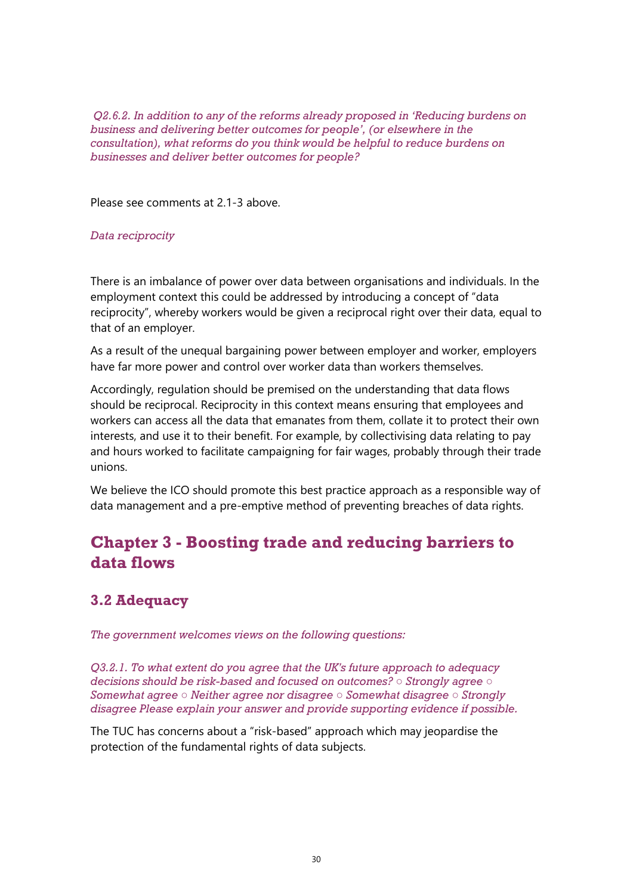*Q2.6.2. In addition to any of the reforms already proposed in 'Reducing burdens on business and delivering better outcomes for people', (or elsewhere in the consultation), what reforms do you think would be helpful to reduce burdens on businesses and deliver better outcomes for people?*

Please see comments at 2.1-3 above.

*Data reciprocity*

There is an imbalance of power over data between organisations and individuals. In the employment context this could be addressed by introducing a concept of "data reciprocity", whereby workers would be given a reciprocal right over their data, equal to that of an employer.

As a result of the unequal bargaining power between employer and worker, employers have far more power and control over worker data than workers themselves.

Accordingly, regulation should be premised on the understanding that data flows should be reciprocal. Reciprocity in this context means ensuring that employees and workers can access all the data that emanates from them, collate it to protect their own interests, and use it to their benefit. For example, by collectivising data relating to pay and hours worked to facilitate campaigning for fair wages, probably through their trade unions.

We believe the ICO should promote this best practice approach as a responsible way of data management and a pre-emptive method of preventing breaches of data rights.

## Chapter 3 - Boosting trade and reducing barriers to data flows

### 3.2 Adequacy

*The government welcomes views on the following questions:*

*Q3.2.1. To what extent do you agree that the UK's future approach to adequacy decisions should be risk-based and focused on outcomes? ○ Strongly agree ○ Somewhat agree ○ Neither agree nor disagree ○ Somewhat disagree ○ Strongly disagree Please explain your answer and provide supporting evidence if possible.*

The TUC has concerns about a "risk-based" approach which may jeopardise the protection of the fundamental rights of data subjects.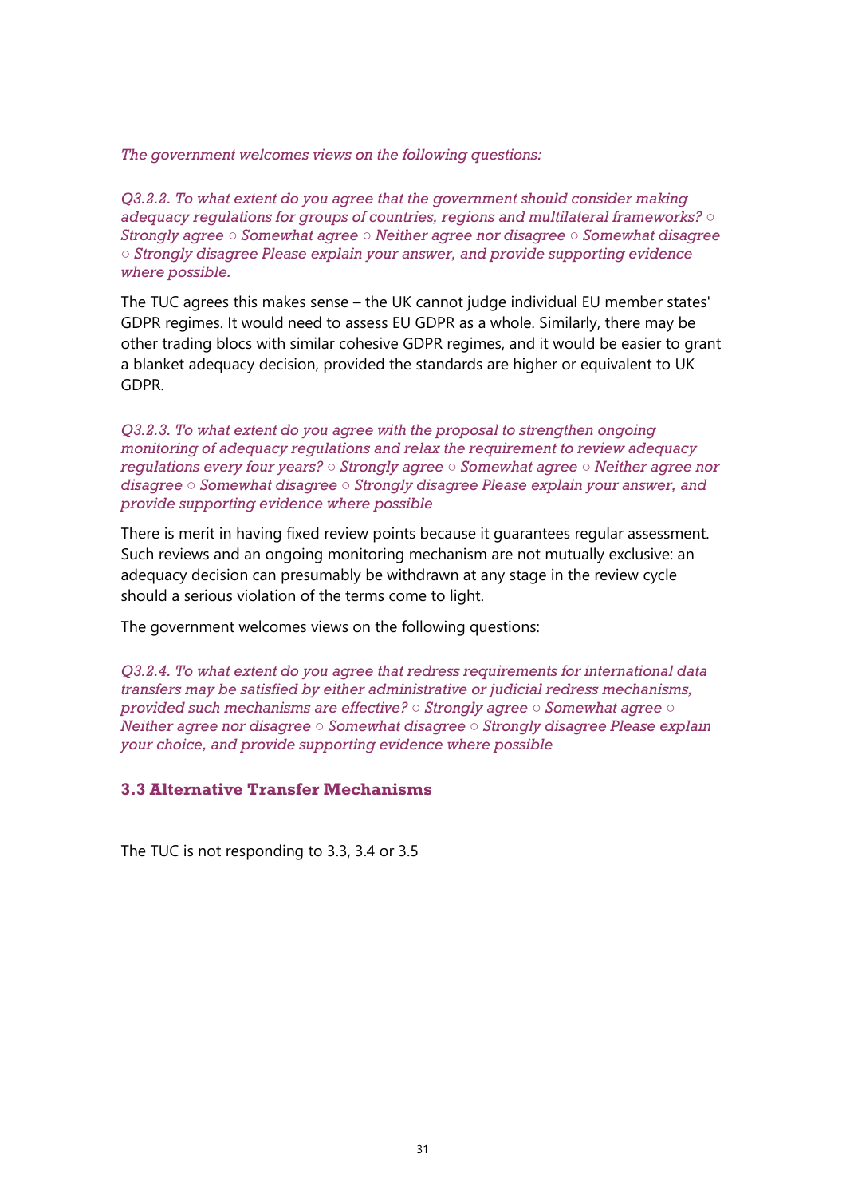*The government welcomes views on the following questions:*

*Q3.2.2. To what extent do you agree that the government should consider making adequacy regulations for groups of countries, regions and multilateral frameworks? ○ Strongly agree ○ Somewhat agree ○ Neither agree nor disagree ○ Somewhat disagree ○ Strongly disagree Please explain your answer, and provide supporting evidence where possible.*

The TUC agrees this makes sense – the UK cannot judge individual EU member states' GDPR regimes. It would need to assess EU GDPR as a whole. Similarly, there may be other trading blocs with similar cohesive GDPR regimes, and it would be easier to grant a blanket adequacy decision, provided the standards are higher or equivalent to UK GDPR.

*Q3.2.3. To what extent do you agree with the proposal to strengthen ongoing monitoring of adequacy regulations and relax the requirement to review adequacy regulations every four years? ○ Strongly agree ○ Somewhat agree ○ Neither agree nor disagree ○ Somewhat disagree ○ Strongly disagree Please explain your answer, and provide supporting evidence where possible*

There is merit in having fixed review points because it guarantees regular assessment. Such reviews and an ongoing monitoring mechanism are not mutually exclusive: an adequacy decision can presumably be withdrawn at any stage in the review cycle should a serious violation of the terms come to light.

The government welcomes views on the following questions:

*Q3.2.4. To what extent do you agree that redress requirements for international data transfers may be satisfied by either administrative or judicial redress mechanisms, provided such mechanisms are effective? ○ Strongly agree ○ Somewhat agree ○ Neither agree nor disagree ○ Somewhat disagree ○ Strongly disagree Please explain your choice, and provide supporting evidence where possible*

### 3.3 Alternative Transfer Mechanisms

The TUC is not responding to 3.3, 3.4 or 3.5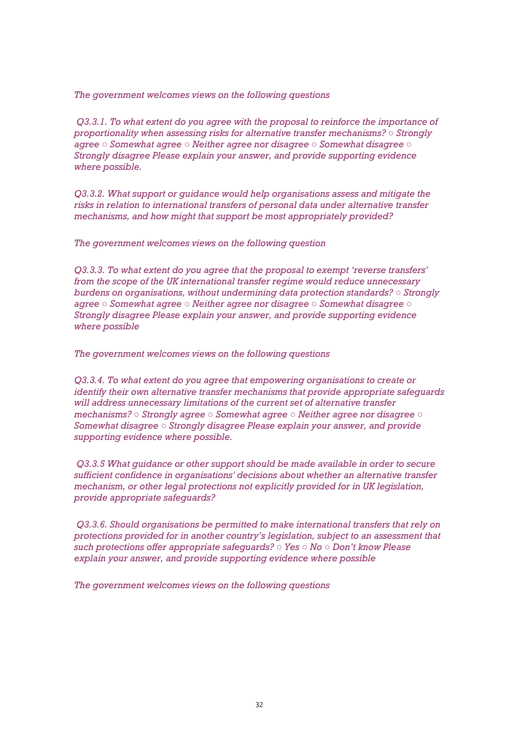*The government welcomes views on the following questions*

*Q3.3.1. To what extent do you agree with the proposal to reinforce the importance of proportionality when assessing risks for alternative transfer mechanisms? ○ Strongly agree ○ Somewhat agree ○ Neither agree nor disagree ○ Somewhat disagree ○ Strongly disagree Please explain your answer, and provide supporting evidence where possible.*

*Q3.3.2. What support or guidance would help organisations assess and mitigate the risks in relation to international transfers of personal data under alternative transfer mechanisms, and how might that support be most appropriately provided?*

*The government welcomes views on the following question*

*Q3.3.3. To what extent do you agree that the proposal to exempt 'reverse transfers' from the scope of the UK international transfer regime would reduce unnecessary burdens on organisations, without undermining data protection standards? ○ Strongly agree ○ Somewhat agree ○ Neither agree nor disagree ○ Somewhat disagree ○ Strongly disagree Please explain your answer, and provide supporting evidence where possible*

*The government welcomes views on the following questions*

*Q3.3.4. To what extent do you agree that empowering organisations to create or identify their own alternative transfer mechanisms that provide appropriate safeguards will address unnecessary limitations of the current set of alternative transfer mechanisms? ○ Strongly agree ○ Somewhat agree ○ Neither agree nor disagree ○ Somewhat disagree ○ Strongly disagree Please explain your answer, and provide supporting evidence where possible.*

*Q3.3.5 What guidance or other support should be made available in order to secure sufficient confidence in organisations' decisions about whether an alternative transfer mechanism, or other legal protections not explicitly provided for in UK legislation, provide appropriate safeguards?*

*Q3.3.6. Should organisations be permitted to make international transfers that rely on protections provided for in another country's legislation, subject to an assessment that such protections offer appropriate safeguards? ○ Yes ○ No ○ Don't know Please explain your answer, and provide supporting evidence where possible*

*The government welcomes views on the following questions*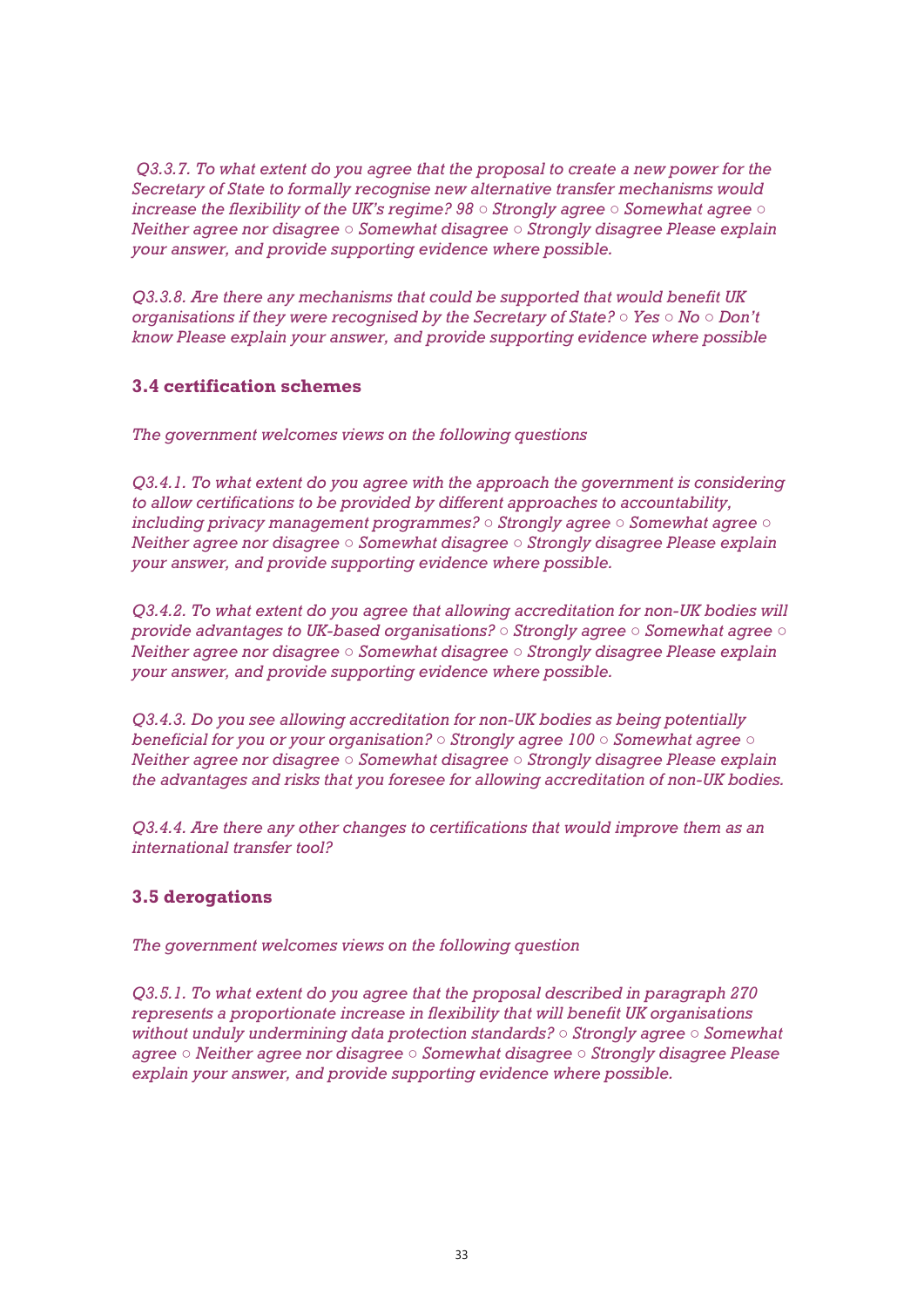*Q3.3.7. To what extent do you agree that the proposal to create a new power for the Secretary of State to formally recognise new alternative transfer mechanisms would increase the flexibility of the UK's regime? 98 ○ Strongly agree ○ Somewhat agree ○ Neither agree nor disagree ○ Somewhat disagree ○ Strongly disagree Please explain your answer, and provide supporting evidence where possible.*

*Q3.3.8. Are there any mechanisms that could be supported that would benefit UK organisations if they were recognised by the Secretary of State? ○ Yes ○ No ○ Don't know Please explain your answer, and provide supporting evidence where possible*

### 3.4 certification schemes

*The government welcomes views on the following questions*

*Q3.4.1. To what extent do you agree with the approach the government is considering to allow certifications to be provided by different approaches to accountability, including privacy management programmes? ○ Strongly agree ○ Somewhat agree ○ Neither agree nor disagree ○ Somewhat disagree ○ Strongly disagree Please explain your answer, and provide supporting evidence where possible.*

*Q3.4.2. To what extent do you agree that allowing accreditation for non-UK bodies will provide advantages to UK-based organisations? ○ Strongly agree ○ Somewhat agree ○ Neither agree nor disagree ○ Somewhat disagree ○ Strongly disagree Please explain your answer, and provide supporting evidence where possible.*

*Q3.4.3. Do you see allowing accreditation for non-UK bodies as being potentially beneficial for you or your organisation? ○ Strongly agree 100 ○ Somewhat agree ○ Neither agree nor disagree ○ Somewhat disagree ○ Strongly disagree Please explain the advantages and risks that you foresee for allowing accreditation of non-UK bodies.*

*Q3.4.4. Are there any other changes to certifications that would improve them as an international transfer tool?*

### 3.5 derogations

*The government welcomes views on the following question*

*Q3.5.1. To what extent do you agree that the proposal described in paragraph 270 represents a proportionate increase in flexibility that will benefit UK organisations without unduly undermining data protection standards? ○ Strongly agree ○ Somewhat agree ○ Neither agree nor disagree ○ Somewhat disagree ○ Strongly disagree Please explain your answer, and provide supporting evidence where possible.*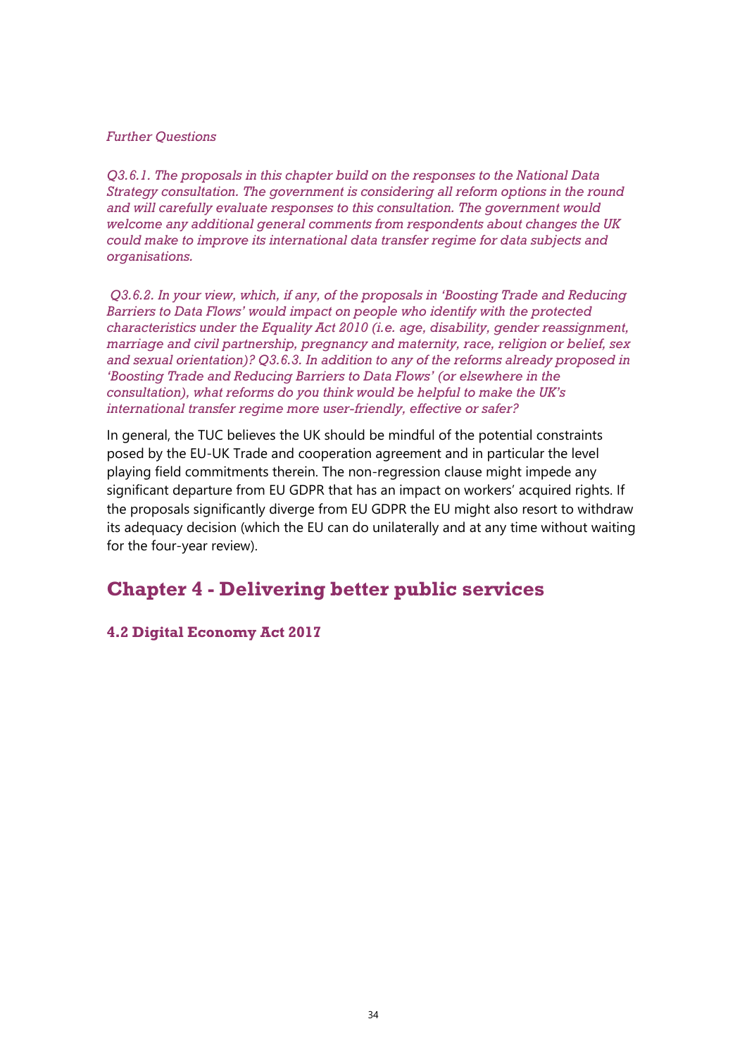*Further Questions*

*Q3.6.1. The proposals in this chapter build on the responses to the National Data Strategy consultation. The government is considering all reform options in the round and will carefully evaluate responses to this consultation. The government would welcome any additional general comments from respondents about changes the UK could make to improve its international data transfer regime for data subjects and organisations.*

*Q3.6.2. In your view, which, if any, of the proposals in 'Boosting Trade and Reducing Barriers to Data Flows' would impact on people who identify with the protected characteristics under the Equality Act 2010 (i.e. age, disability, gender reassignment, marriage and civil partnership, pregnancy and maternity, race, religion or belief, sex and sexual orientation)? Q3.6.3. In addition to any of the reforms already proposed in 'Boosting Trade and Reducing Barriers to Data Flows' (or elsewhere in the consultation), what reforms do you think would be helpful to make the UK's international transfer regime more user-friendly, effective or safer?*

In general, the TUC believes the UK should be mindful of the potential constraints posed by the EU-UK Trade and cooperation agreement and in particular the level playing field commitments therein. The non-regression clause might impede any significant departure from EU GDPR that has an impact on workers' acquired rights. If the proposals significantly diverge from EU GDPR the EU might also resort to withdraw its adequacy decision (which the EU can do unilaterally and at any time without waiting for the four-year review).

## Chapter 4 - Delivering better public services

### 4.2 Digital Economy Act 2017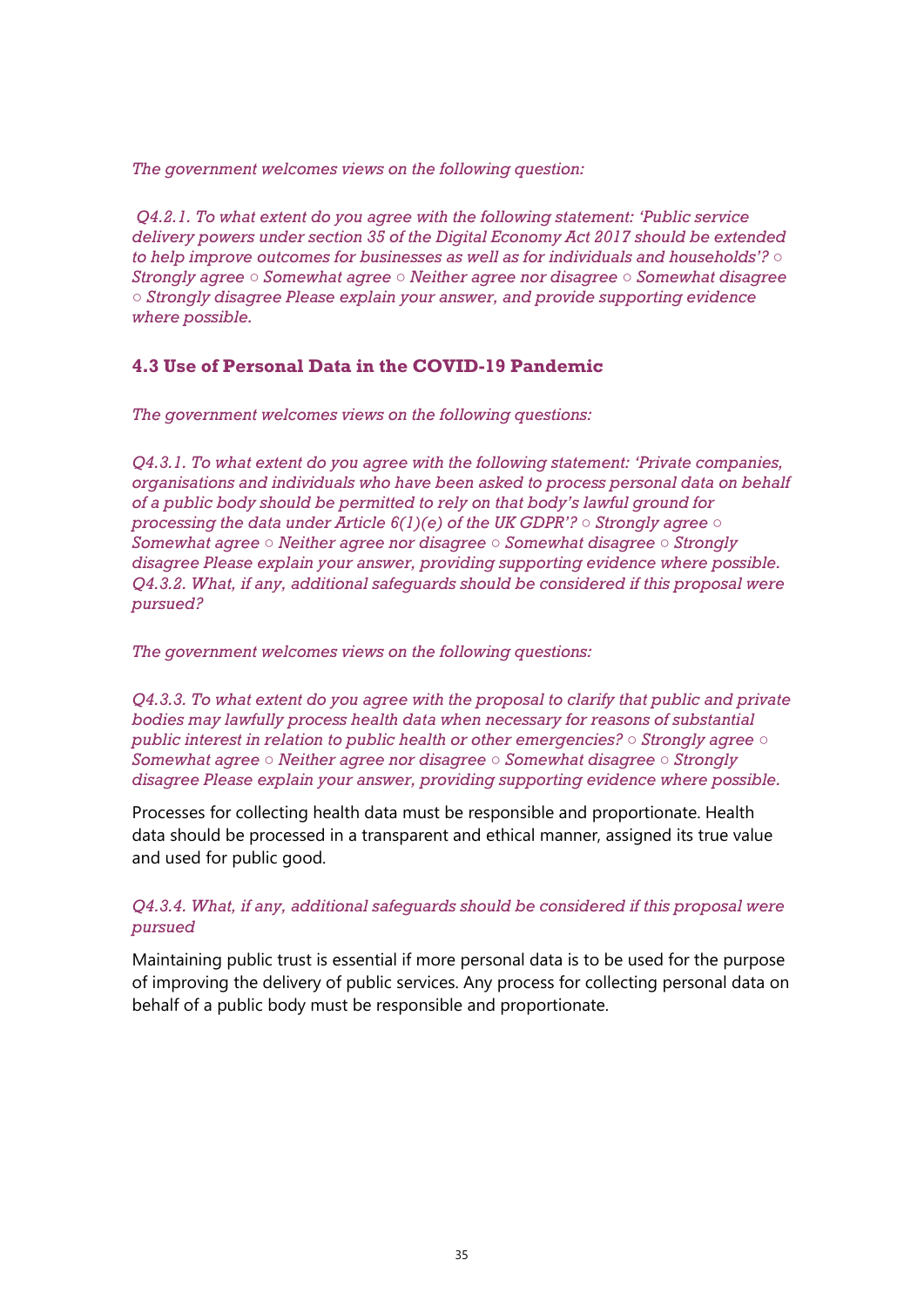*The government welcomes views on the following question:*

*Q4.2.1. To what extent do you agree with the following statement: 'Public service delivery powers under section 35 of the Digital Economy Act 2017 should be extended to help improve outcomes for businesses as well as for individuals and households'? ○ Strongly agree ○ Somewhat agree ○ Neither agree nor disagree ○ Somewhat disagree ○ Strongly disagree Please explain your answer, and provide supporting evidence where possible.*

### 4.3 Use of Personal Data in the COVID-19 Pandemic

*The government welcomes views on the following questions:*

*Q4.3.1. To what extent do you agree with the following statement: 'Private companies, organisations and individuals who have been asked to process personal data on behalf of a public body should be permitted to rely on that body's lawful ground for processing the data under Article 6(1)(e) of the UK GDPR'? ○ Strongly agree ○ Somewhat agree ○ Neither agree nor disagree ○ Somewhat disagree ○ Strongly disagree Please explain your answer, providing supporting evidence where possible. Q4.3.2. What, if any, additional safeguards should be considered if this proposal were pursued?*

*The government welcomes views on the following questions:*

*Q4.3.3. To what extent do you agree with the proposal to clarify that public and private bodies may lawfully process health data when necessary for reasons of substantial public interest in relation to public health or other emergencies? ○ Strongly agree ○ Somewhat agree ○ Neither agree nor disagree ○ Somewhat disagree ○ Strongly disagree Please explain your answer, providing supporting evidence where possible.*

Processes for collecting health data must be responsible and proportionate. Health data should be processed in a transparent and ethical manner, assigned its true value and used for public good.

*Q4.3.4. What, if any, additional safeguards should be considered if this proposal were pursued*

Maintaining public trust is essential if more personal data is to be used for the purpose of improving the delivery of public services. Any process for collecting personal data on behalf of a public body must be responsible and proportionate.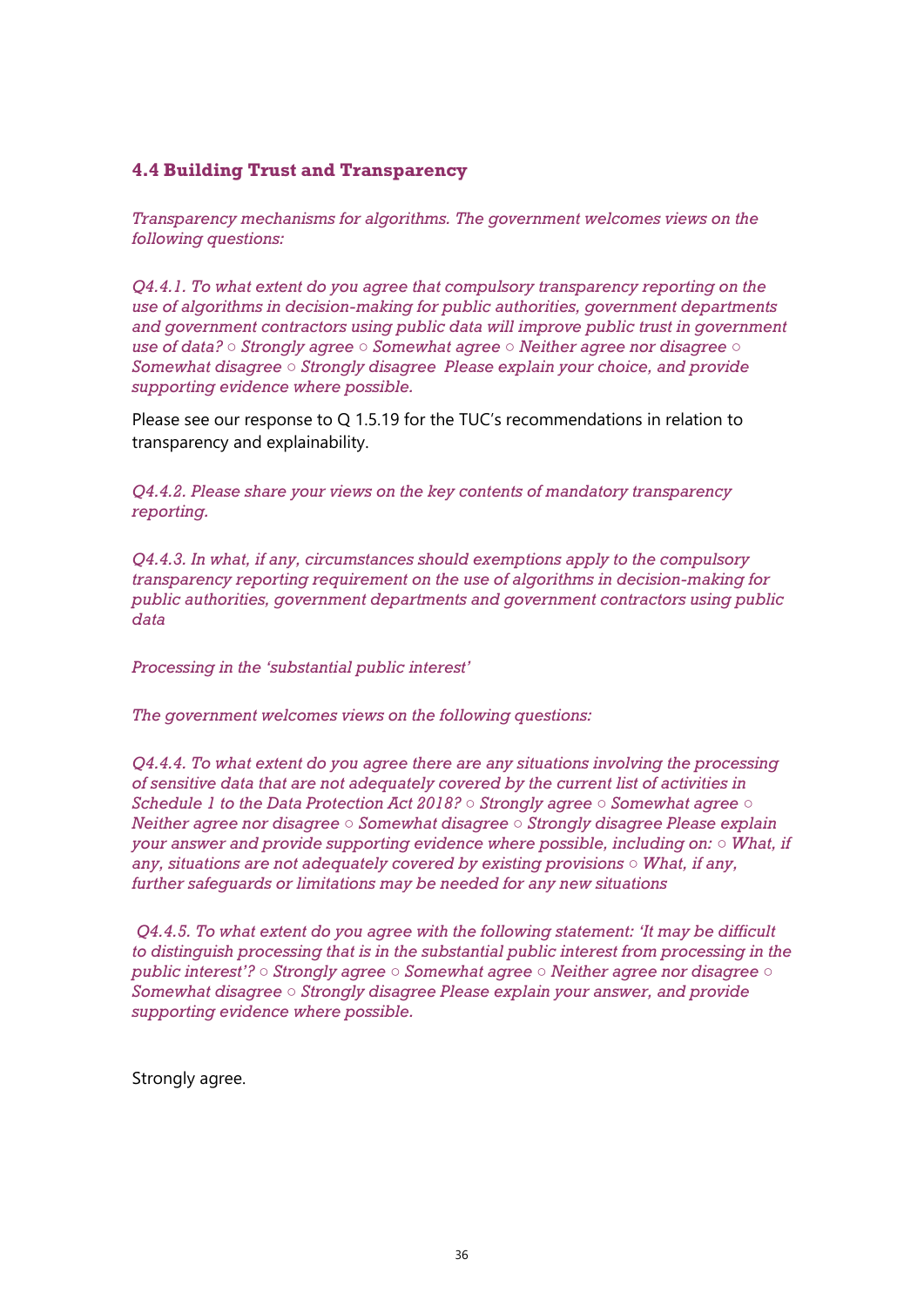### 4.4 Building Trust and Transparency

*Transparency mechanisms for algorithms. The government welcomes views on the following questions:*

*Q4.4.1. To what extent do you agree that compulsory transparency reporting on the use of algorithms in decision-making for public authorities, government departments and government contractors using public data will improve public trust in government use of data? ○ Strongly agree ○ Somewhat agree ○ Neither agree nor disagree ○ Somewhat disagree ○ Strongly disagree Please explain your choice, and provide supporting evidence where possible.*

Please see our response to Q 1.5.19 for the TUC's recommendations in relation to transparency and explainability.

*Q4.4.2. Please share your views on the key contents of mandatory transparency reporting.*

*Q4.4.3. In what, if any, circumstances should exemptions apply to the compulsory transparency reporting requirement on the use of algorithms in decision-making for public authorities, government departments and government contractors using public data*

*Processing in the 'substantial public interest'*

*The government welcomes views on the following questions:*

*Q4.4.4. To what extent do you agree there are any situations involving the processing of sensitive data that are not adequately covered by the current list of activities in Schedule 1 to the Data Protection Act 2018? ○ Strongly agree ○ Somewhat agree ○ Neither agree nor disagree ○ Somewhat disagree ○ Strongly disagree Please explain your answer and provide supporting evidence where possible, including on: ○ What, if any, situations are not adequately covered by existing provisions ○ What, if any, further safeguards or limitations may be needed for any new situations*

*Q4.4.5. To what extent do you agree with the following statement: 'It may be difficult to distinguish processing that is in the substantial public interest from processing in the public interest'? ○ Strongly agree ○ Somewhat agree ○ Neither agree nor disagree ○ Somewhat disagree ○ Strongly disagree Please explain your answer, and provide supporting evidence where possible.*

Strongly agree.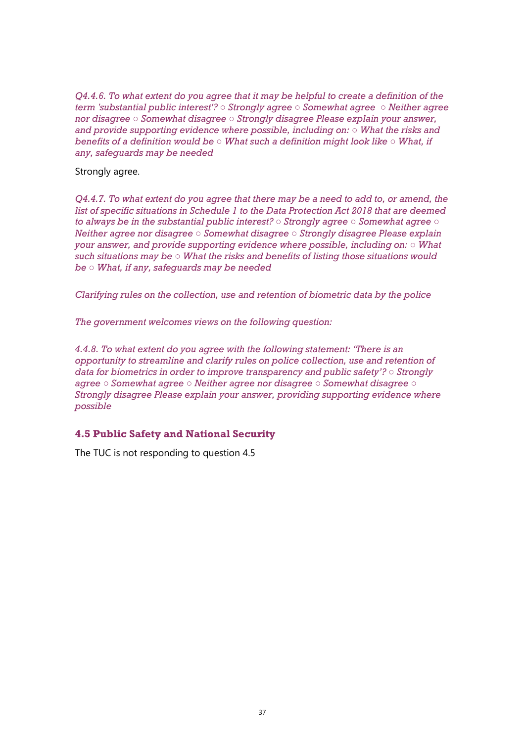*Q4.4.6. To what extent do you agree that it may be helpful to create a definition of the term 'substantial public interest'? ○ Strongly agree ○ Somewhat agree ○ Neither agree nor disagree ○ Somewhat disagree ○ Strongly disagree Please explain your answer, and provide supporting evidence where possible, including on: ○ What the risks and benefits of a definition would be ○ What such a definition might look like ○ What, if any, safeguards may be needed*

Strongly agree.

*Q4.4.7. To what extent do you agree that there may be a need to add to, or amend, the list of specific situations in Schedule 1 to the Data Protection Act 2018 that are deemed to always be in the substantial public interest? ○ Strongly agree ○ Somewhat agree ○ Neither agree nor disagree ○ Somewhat disagree ○ Strongly disagree Please explain your answer, and provide supporting evidence where possible, including on: ○ What such situations may be ○ What the risks and benefits of listing those situations would be ○ What, if any, safeguards may be needed*

*Clarifying rules on the collection, use and retention of biometric data by the police*

*The government welcomes views on the following question:*

*4.4.8. To what extent do you agree with the following statement: 'There is an opportunity to streamline and clarify rules on police collection, use and retention of data for biometrics in order to improve transparency and public safety'? ○ Strongly agree ○ Somewhat agree ○ Neither agree nor disagree ○ Somewhat disagree ○ Strongly disagree Please explain your answer, providing supporting evidence where possible*

### 4.5 Public Safety and National Security

The TUC is not responding to question 4.5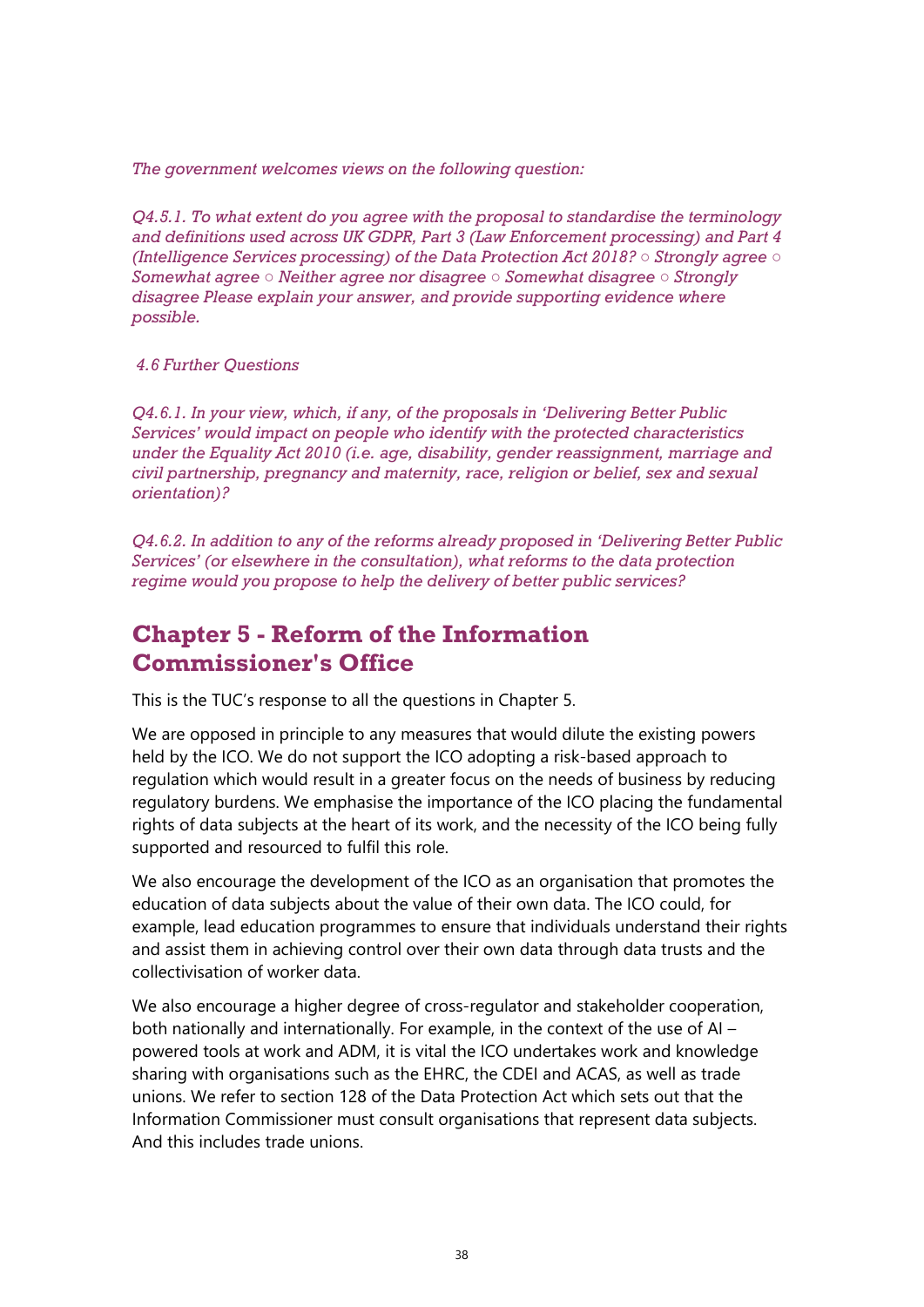*The government welcomes views on the following question:*

*Q4.5.1. To what extent do you agree with the proposal to standardise the terminology and definitions used across UK GDPR, Part 3 (Law Enforcement processing) and Part 4 (Intelligence Services processing) of the Data Protection Act 2018? ○ Strongly agree ○ Somewhat agree ○ Neither agree nor disagree ○ Somewhat disagree ○ Strongly disagree Please explain your answer, and provide supporting evidence where possible.*

*4.6 Further Questions*

*Q4.6.1. In your view, which, if any, of the proposals in 'Delivering Better Public Services' would impact on people who identify with the protected characteristics under the Equality Act 2010 (i.e. age, disability, gender reassignment, marriage and civil partnership, pregnancy and maternity, race, religion or belief, sex and sexual orientation)?*

*Q4.6.2. In addition to any of the reforms already proposed in 'Delivering Better Public Services' (or elsewhere in the consultation), what reforms to the data protection regime would you propose to help the delivery of better public services?*

## Chapter 5 - Reform of the Information Commissioner's Office

This is the TUC's response to all the questions in Chapter 5.

We are opposed in principle to any measures that would dilute the existing powers held by the ICO. We do not support the ICO adopting a risk-based approach to regulation which would result in a greater focus on the needs of business by reducing regulatory burdens. We emphasise the importance of the ICO placing the fundamental rights of data subjects at the heart of its work, and the necessity of the ICO being fully supported and resourced to fulfil this role.

We also encourage the development of the ICO as an organisation that promotes the education of data subjects about the value of their own data. The ICO could, for example, lead education programmes to ensure that individuals understand their rights and assist them in achieving control over their own data through data trusts and the collectivisation of worker data.

We also encourage a higher degree of cross-regulator and stakeholder cooperation, both nationally and internationally. For example, in the context of the use of AI – powered tools at work and ADM, it is vital the ICO undertakes work and knowledge sharing with organisations such as the EHRC, the CDEI and ACAS, as well as trade unions. We refer to section 128 of the Data Protection Act which sets out that the Information Commissioner must consult organisations that represent data subjects. And this includes trade unions.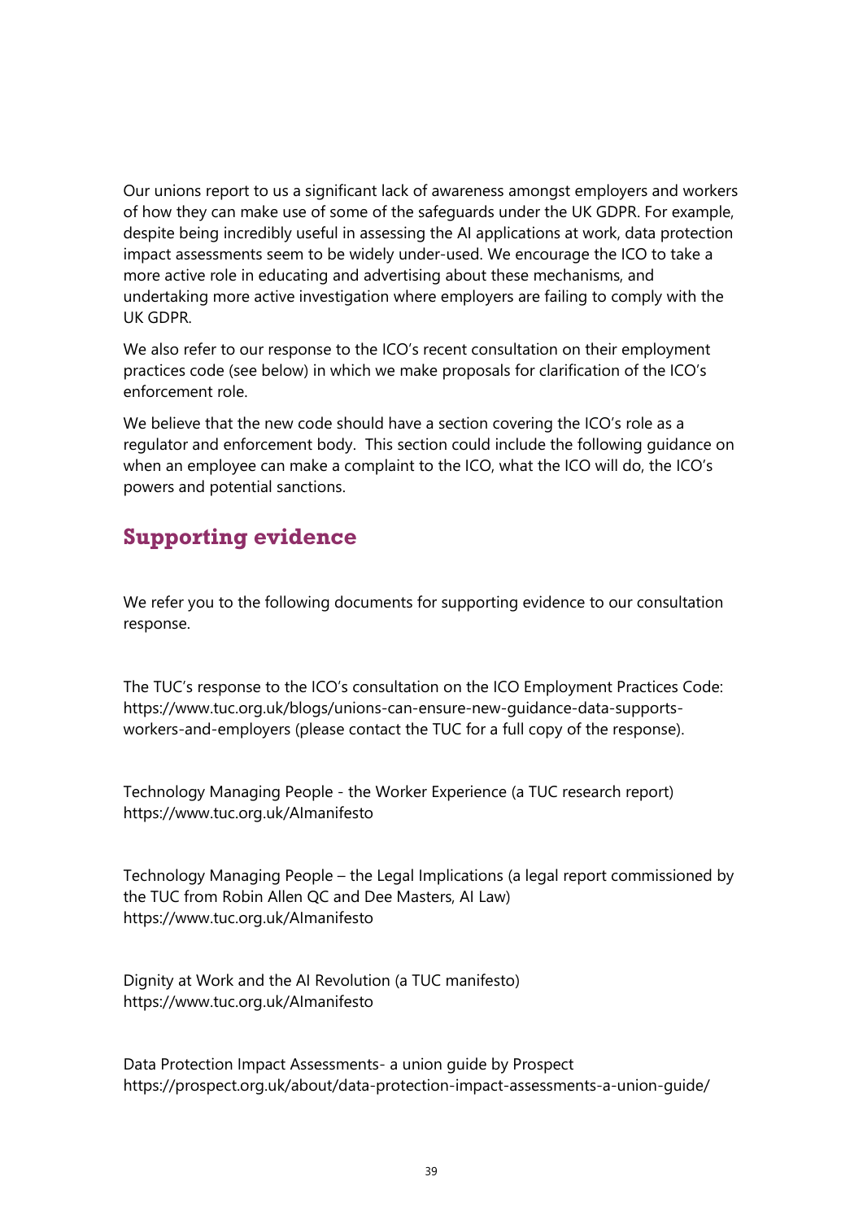Our unions report to us a significant lack of awareness amongst employers and workers of how they can make use of some of the safeguards under the UK GDPR. For example, despite being incredibly useful in assessing the AI applications at work, data protection impact assessments seem to be widely under-used. We encourage the ICO to take a more active role in educating and advertising about these mechanisms, and undertaking more active investigation where employers are failing to comply with the UK GDPR.

We also refer to our response to the ICO's recent consultation on their employment practices code (see below) in which we make proposals for clarification of the ICO's enforcement role.

We believe that the new code should have a section covering the ICO's role as a regulator and enforcement body. This section could include the following guidance on when an employee can make a complaint to the ICO, what the ICO will do, the ICO's powers and potential sanctions.

## Supporting evidence

We refer you to the following documents for supporting evidence to our consultation response.

The TUC's response to the ICO's consultation on the ICO Employment Practices Code: https://www.tuc.org.uk/blogs/unions-can-ensure-new-guidance-data-supports-workers-and-employers (please contact the TUC for a full copy of the response).

Technology Managing People - the Worker Experience (a TUC research report) https://www.tuc.org.uk/AImanifesto

Technology Managing People – the Legal Implications (a legal report commissioned by the TUC from Robin Allen QC and Dee Masters, AI Law) https://www.tuc.org.uk/AImanifesto

Dignity at Work and the AI Revolution (a TUC manifesto) https://www.tuc.org.uk/AImanifesto

Data Protection Impact Assessments- a union guide by Prospect https://prospect.org.uk/about/data-protection-impact-assessments-a-union-guide/